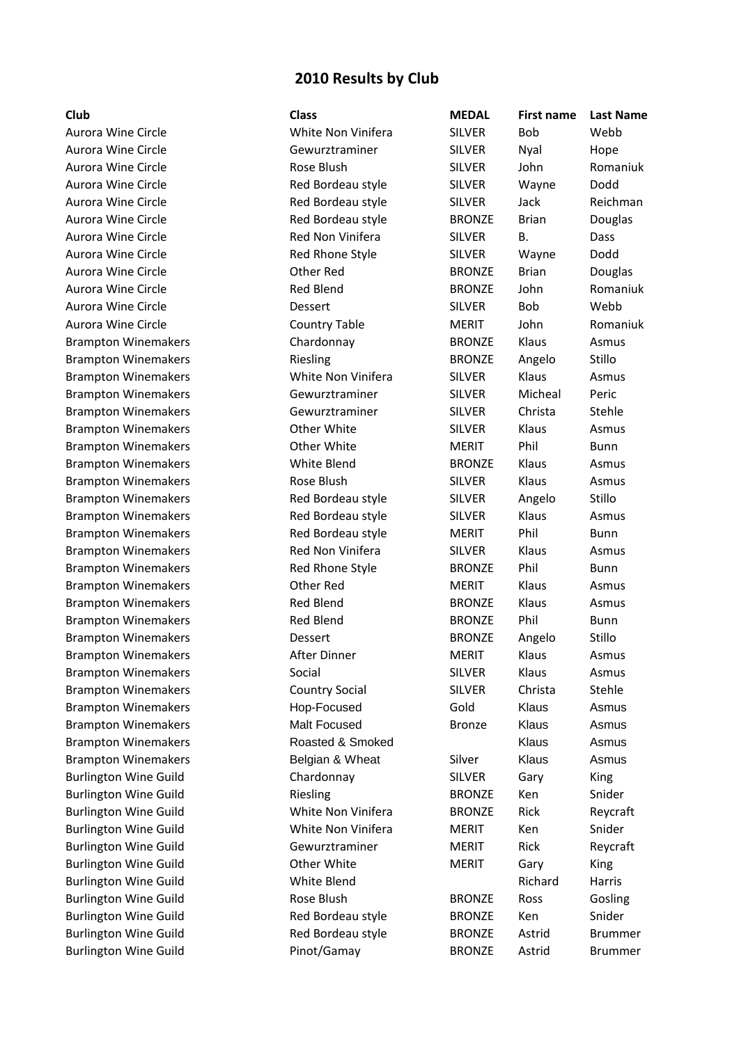# 2010 Results by Club

| Club | Class | MEDAL | First name | Last Name |
|---|---|---|---|---|
| Aurora Wine Circle | White Non Vinifera | SILVER | Bob | Webb |
| Aurora Wine Circle | Gewurztraminer | SILVER | Nyal | Hope |
| Aurora Wine Circle | Rose Blush | SILVER | John | Romaniuk |
| Aurora Wine Circle | Red Bordeau style | SILVER | Wayne | Dodd |
| Aurora Wine Circle | Red Bordeau style | SILVER | Jack | Reichman |
| Aurora Wine Circle | Red Bordeau style | BRONZE | Brian | Douglas |
| Aurora Wine Circle | Red Non Vinifera | SILVER | B. | Dass |
| Aurora Wine Circle | Red Rhone Style | SILVER | Wayne | Dodd |
| Aurora Wine Circle | Other Red | BRONZE | Brian | Douglas |
| Aurora Wine Circle | Red Blend | BRONZE | John | Romaniuk |
| Aurora Wine Circle | Dessert | SILVER | Bob | Webb |
| Aurora Wine Circle | Country Table | MERIT | John | Romaniuk |
| Brampton Winemakers | Chardonnay | BRONZE | Klaus | Asmus |
| Brampton Winemakers | Riesling | BRONZE | Angelo | Stillo |
| Brampton Winemakers | White Non Vinifera | SILVER | Klaus | Asmus |
| Brampton Winemakers | Gewurztraminer | SILVER | Micheal | Peric |
| Brampton Winemakers | Gewurztraminer | SILVER | Christa | Stehle |
| Brampton Winemakers | Other White | SILVER | Klaus | Asmus |
| Brampton Winemakers | Other White | MERIT | Phil | Bunn |
| Brampton Winemakers | White Blend | BRONZE | Klaus | Asmus |
| Brampton Winemakers | Rose Blush | SILVER | Klaus | Asmus |
| Brampton Winemakers | Red Bordeau style | SILVER | Angelo | Stillo |
| Brampton Winemakers | Red Bordeau style | SILVER | Klaus | Asmus |
| Brampton Winemakers | Red Bordeau style | MERIT | Phil | Bunn |
| Brampton Winemakers | Red Non Vinifera | SILVER | Klaus | Asmus |
| Brampton Winemakers | Red Rhone Style | BRONZE | Phil | Bunn |
| Brampton Winemakers | Other Red | MERIT | Klaus | Asmus |
| Brampton Winemakers | Red Blend | BRONZE | Klaus | Asmus |
| Brampton Winemakers | Red Blend | BRONZE | Phil | Bunn |
| Brampton Winemakers | Dessert | BRONZE | Angelo | Stillo |
| Brampton Winemakers | After Dinner | MERIT | Klaus | Asmus |
| Brampton Winemakers | Social | SILVER | Klaus | Asmus |
| Brampton Winemakers | Country Social | SILVER | Christa | Stehle |
| Brampton Winemakers | Hop-Focused | Gold | Klaus | Asmus |
| Brampton Winemakers | Malt Focused | Bronze | Klaus | Asmus |
| Brampton Winemakers | Roasted & Smoked | | Klaus | Asmus |
| Brampton Winemakers | Belgian & Wheat | Silver | Klaus | Asmus |
| Burlington Wine Guild | Chardonnay | SILVER | Gary | King |
| Burlington Wine Guild | Riesling | BRONZE | Ken | Snider |
| Burlington Wine Guild | White Non Vinifera | BRONZE | Rick | Reycraft |
| Burlington Wine Guild | White Non Vinifera | MERIT | Ken | Snider |
| Burlington Wine Guild | Gewurztraminer | MERIT | Rick | Reycraft |
| Burlington Wine Guild | Other White | MERIT | Gary | King |
| Burlington Wine Guild | White Blend | | Richard | Harris |
| Burlington Wine Guild | Rose Blush | BRONZE | Ross | Gosling |
| Burlington Wine Guild | Red Bordeau style | BRONZE | Ken | Snider |
| Burlington Wine Guild | Red Bordeau style | BRONZE | Astrid | Brummer |
| Burlington Wine Guild | Pinot/Gamay | BRONZE | Astrid | Brummer |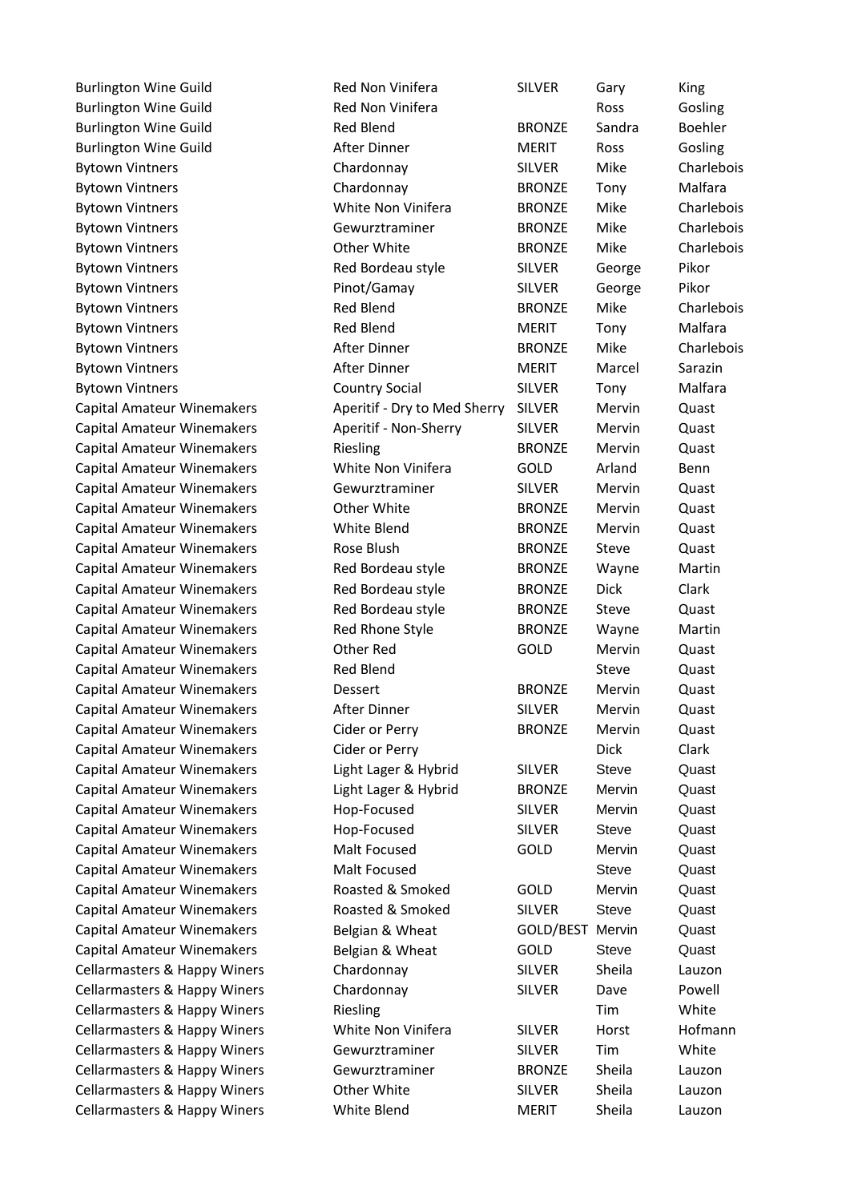| Burlington Wine Guild | Red Non Vinifera | SILVER | Gary | King |
|---|---|---|---|---|
| Burlington Wine Guild | Red Non Vinifera | | Ross | Gosling |
| Burlington Wine Guild | Red Blend | BRONZE | Sandra | Boehler |
| Burlington Wine Guild | After Dinner | MERIT | Ross | Gosling |
| Bytown Vintners | Chardonnay | SILVER | Mike | Charlebois |
| Bytown Vintners | Chardonnay | BRONZE | Tony | Malfara |
| Bytown Vintners | White Non Vinifera | BRONZE | Mike | Charlebois |
| Bytown Vintners | Gewurztraminer | BRONZE | Mike | Charlebois |
| Bytown Vintners | Other White | BRONZE | Mike | Charlebois |
| Bytown Vintners | Red Bordeau style | SILVER | George | Pikor |
| Bytown Vintners | Pinot/Gamay | SILVER | George | Pikor |
| Bytown Vintners | Red Blend | BRONZE | Mike | Charlebois |
| Bytown Vintners | Red Blend | MERIT | Tony | Malfara |
| Bytown Vintners | After Dinner | BRONZE | Mike | Charlebois |
| Bytown Vintners | After Dinner | MERIT | Marcel | Sarazin |
| Bytown Vintners | Country Social | SILVER | Tony | Malfara |
| Capital Amateur Winemakers | Aperitif - Dry to Med Sherry | SILVER | Mervin | Quast |
| Capital Amateur Winemakers | Aperitif - Non-Sherry | SILVER | Mervin | Quast |
| Capital Amateur Winemakers | Riesling | BRONZE | Mervin | Quast |
| Capital Amateur Winemakers | White Non Vinifera | GOLD | Arland | Benn |
| Capital Amateur Winemakers | Gewurztraminer | SILVER | Mervin | Quast |
| Capital Amateur Winemakers | Other White | BRONZE | Mervin | Quast |
| Capital Amateur Winemakers | White Blend | BRONZE | Mervin | Quast |
| Capital Amateur Winemakers | Rose Blush | BRONZE | Steve | Quast |
| Capital Amateur Winemakers | Red Bordeau style | BRONZE | Wayne | Martin |
| Capital Amateur Winemakers | Red Bordeau style | BRONZE | Dick | Clark |
| Capital Amateur Winemakers | Red Bordeau style | BRONZE | Steve | Quast |
| Capital Amateur Winemakers | Red Rhone Style | BRONZE | Wayne | Martin |
| Capital Amateur Winemakers | Other Red | GOLD | Mervin | Quast |
| Capital Amateur Winemakers | Red Blend | | Steve | Quast |
| Capital Amateur Winemakers | Dessert | BRONZE | Mervin | Quast |
| Capital Amateur Winemakers | After Dinner | SILVER | Mervin | Quast |
| Capital Amateur Winemakers | Cider or Perry | BRONZE | Mervin | Quast |
| Capital Amateur Winemakers | Cider or Perry | | Dick | Clark |
| Capital Amateur Winemakers | Light Lager & Hybrid | SILVER | Steve | Quast |
| Capital Amateur Winemakers | Light Lager & Hybrid | BRONZE | Mervin | Quast |
| Capital Amateur Winemakers | Hop-Focused | SILVER | Mervin | Quast |
| Capital Amateur Winemakers | Hop-Focused | SILVER | Steve | Quast |
| Capital Amateur Winemakers | Malt Focused | GOLD | Mervin | Quast |
| Capital Amateur Winemakers | Malt Focused | | Steve | Quast |
| Capital Amateur Winemakers | Roasted & Smoked | GOLD | Mervin | Quast |
| Capital Amateur Winemakers | Roasted & Smoked | SILVER | Steve | Quast |
| Capital Amateur Winemakers | Belgian & Wheat | GOLD/BEST | Mervin | Quast |
| Capital Amateur Winemakers | Belgian & Wheat | GOLD | Steve | Quast |
| Cellarmasters & Happy Winers | Chardonnay | SILVER | Sheila | Lauzon |
| Cellarmasters & Happy Winers | Chardonnay | SILVER | Dave | Powell |
| Cellarmasters & Happy Winers | Riesling | | Tim | White |
| Cellarmasters & Happy Winers | White Non Vinifera | SILVER | Horst | Hofmann |
| Cellarmasters & Happy Winers | Gewurztraminer | SILVER | Tim | White |
| Cellarmasters & Happy Winers | Gewurztraminer | BRONZE | Sheila | Lauzon |
| Cellarmasters & Happy Winers | Other White | SILVER | Sheila | Lauzon |
| Cellarmasters & Happy Winers | White Blend | MERIT | Sheila | Lauzon |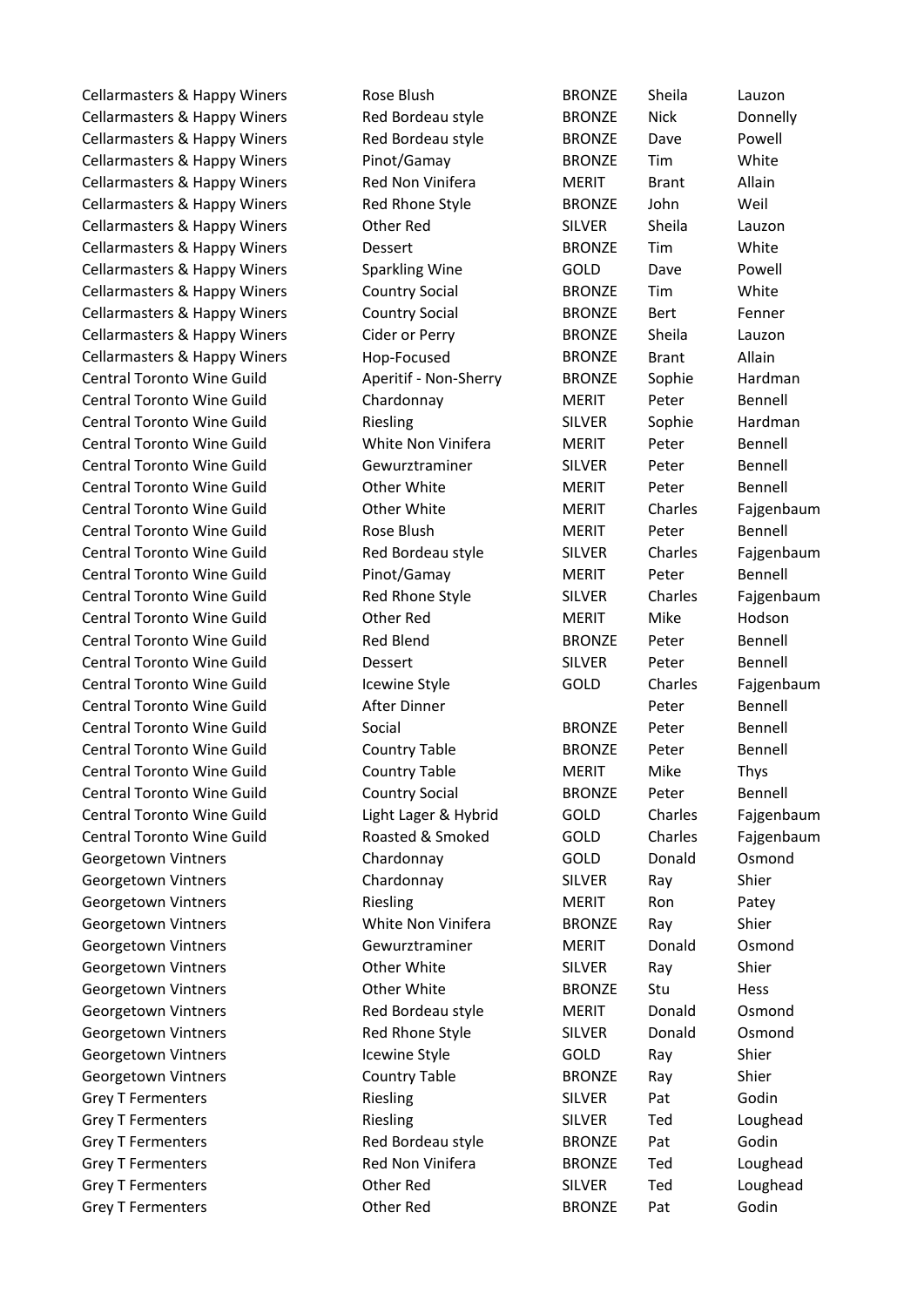| | | | | |
|---|---|---|---|---|
| Cellarmasters & Happy Winers | Rose Blush | BRONZE | Sheila | Lauzon |
| Cellarmasters & Happy Winers | Red Bordeau style | BRONZE | Nick | Donnelly |
| Cellarmasters & Happy Winers | Red Bordeau style | BRONZE | Dave | Powell |
| Cellarmasters & Happy Winers | Pinot/Gamay | BRONZE | Tim | White |
| Cellarmasters & Happy Winers | Red Non Vinifera | MERIT | Brant | Allain |
| Cellarmasters & Happy Winers | Red Rhone Style | BRONZE | John | Weil |
| Cellarmasters & Happy Winers | Other Red | SILVER | Sheila | Lauzon |
| Cellarmasters & Happy Winers | Dessert | BRONZE | Tim | White |
| Cellarmasters & Happy Winers | Sparkling Wine | GOLD | Dave | Powell |
| Cellarmasters & Happy Winers | Country Social | BRONZE | Tim | White |
| Cellarmasters & Happy Winers | Country Social | BRONZE | Bert | Fenner |
| Cellarmasters & Happy Winers | Cider or Perry | BRONZE | Sheila | Lauzon |
| Cellarmasters & Happy Winers | Hop-Focused | BRONZE | Brant | Allain |
| Central Toronto Wine Guild | Aperitif - Non-Sherry | BRONZE | Sophie | Hardman |
| Central Toronto Wine Guild | Chardonnay | MERIT | Peter | Bennell |
| Central Toronto Wine Guild | Riesling | SILVER | Sophie | Hardman |
| Central Toronto Wine Guild | White Non Vinifera | MERIT | Peter | Bennell |
| Central Toronto Wine Guild | Gewurztraminer | SILVER | Peter | Bennell |
| Central Toronto Wine Guild | Other White | MERIT | Peter | Bennell |
| Central Toronto Wine Guild | Other White | MERIT | Charles | Fajgenbaum |
| Central Toronto Wine Guild | Rose Blush | MERIT | Peter | Bennell |
| Central Toronto Wine Guild | Red Bordeau style | SILVER | Charles | Fajgenbaum |
| Central Toronto Wine Guild | Pinot/Gamay | MERIT | Peter | Bennell |
| Central Toronto Wine Guild | Red Rhone Style | SILVER | Charles | Fajgenbaum |
| Central Toronto Wine Guild | Other Red | MERIT | Mike | Hodson |
| Central Toronto Wine Guild | Red Blend | BRONZE | Peter | Bennell |
| Central Toronto Wine Guild | Dessert | SILVER | Peter | Bennell |
| Central Toronto Wine Guild | Icewine Style | GOLD | Charles | Fajgenbaum |
| Central Toronto Wine Guild | After Dinner | | Peter | Bennell |
| Central Toronto Wine Guild | Social | BRONZE | Peter | Bennell |
| Central Toronto Wine Guild | Country Table | BRONZE | Peter | Bennell |
| Central Toronto Wine Guild | Country Table | MERIT | Mike | Thys |
| Central Toronto Wine Guild | Country Social | BRONZE | Peter | Bennell |
| Central Toronto Wine Guild | Light Lager & Hybrid | GOLD | Charles | Fajgenbaum |
| Central Toronto Wine Guild | Roasted & Smoked | GOLD | Charles | Fajgenbaum |
| Georgetown Vintners | Chardonnay | GOLD | Donald | Osmond |
| Georgetown Vintners | Chardonnay | SILVER | Ray | Shier |
| Georgetown Vintners | Riesling | MERIT | Ron | Patey |
| Georgetown Vintners | White Non Vinifera | BRONZE | Ray | Shier |
| Georgetown Vintners | Gewurztraminer | MERIT | Donald | Osmond |
| Georgetown Vintners | Other White | SILVER | Ray | Shier |
| Georgetown Vintners | Other White | BRONZE | Stu | Hess |
| Georgetown Vintners | Red Bordeau style | MERIT | Donald | Osmond |
| Georgetown Vintners | Red Rhone Style | SILVER | Donald | Osmond |
| Georgetown Vintners | Icewine Style | GOLD | Ray | Shier |
| Georgetown Vintners | Country Table | BRONZE | Ray | Shier |
| Grey T Fermenters | Riesling | SILVER | Pat | Godin |
| Grey T Fermenters | Riesling | SILVER | Ted | Loughead |
| Grey T Fermenters | Red Bordeau style | BRONZE | Pat | Godin |
| Grey T Fermenters | Red Non Vinifera | BRONZE | Ted | Loughead |
| Grey T Fermenters | Other Red | SILVER | Ted | Loughead |
| Grey T Fermenters | Other Red | BRONZE | Pat | Godin |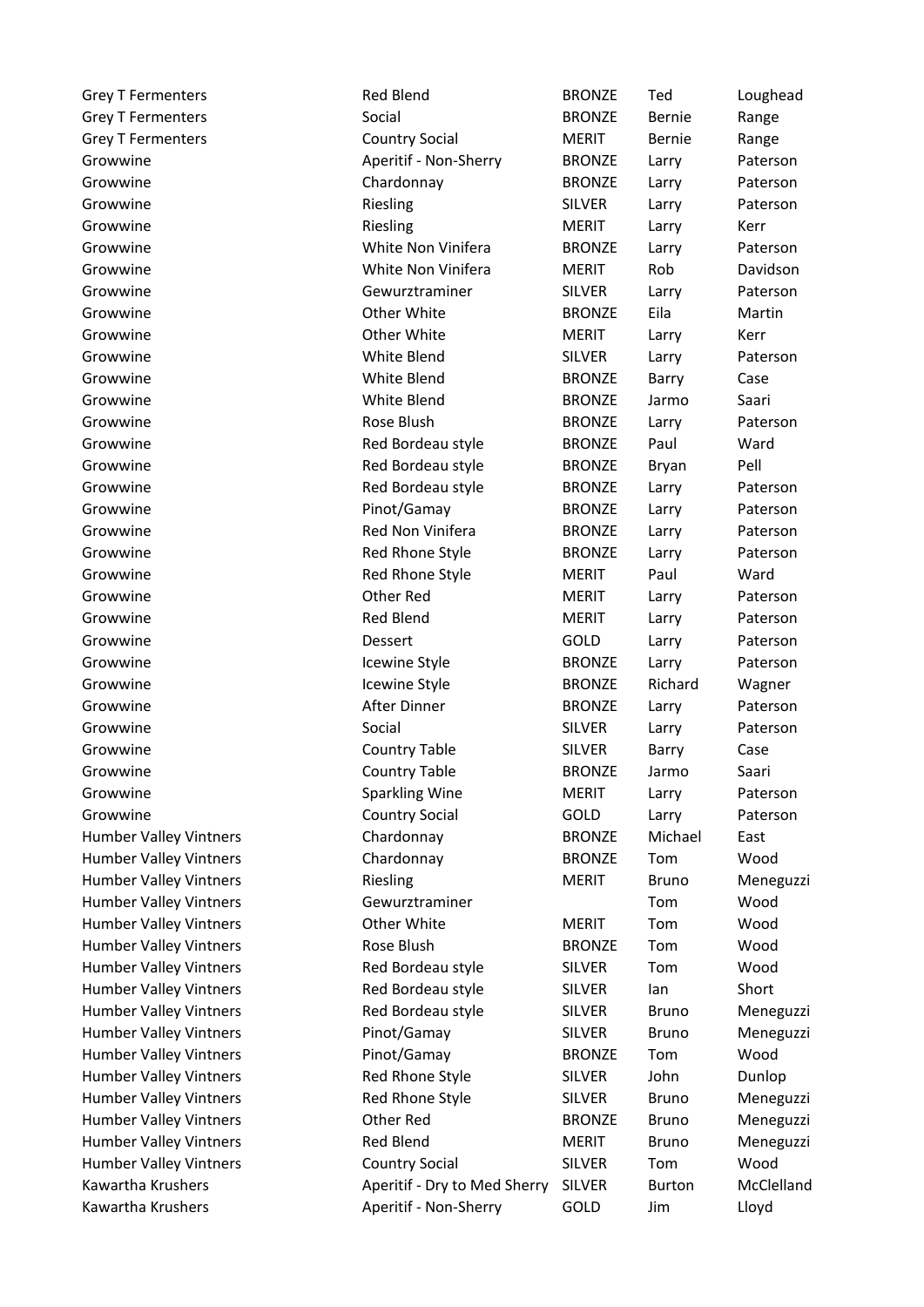| | | | | |
|---|---|---|---|---|
| Grey T Fermenters | Red Blend | BRONZE | Ted | Loughead |
| Grey T Fermenters | Social | BRONZE | Bernie | Range |
| Grey T Fermenters | Country Social | MERIT | Bernie | Range |
| Growwine | Aperitif - Non-Sherry | BRONZE | Larry | Paterson |
| Growwine | Chardonnay | BRONZE | Larry | Paterson |
| Growwine | Riesling | SILVER | Larry | Paterson |
| Growwine | Riesling | MERIT | Larry | Kerr |
| Growwine | White Non Vinifera | BRONZE | Larry | Paterson |
| Growwine | White Non Vinifera | MERIT | Rob | Davidson |
| Growwine | Gewurztraminer | SILVER | Larry | Paterson |
| Growwine | Other White | BRONZE | Eila | Martin |
| Growwine | Other White | MERIT | Larry | Kerr |
| Growwine | White Blend | SILVER | Larry | Paterson |
| Growwine | White Blend | BRONZE | Barry | Case |
| Growwine | White Blend | BRONZE | Jarmo | Saari |
| Growwine | Rose Blush | BRONZE | Larry | Paterson |
| Growwine | Red Bordeau style | BRONZE | Paul | Ward |
| Growwine | Red Bordeau style | BRONZE | Bryan | Pell |
| Growwine | Red Bordeau style | BRONZE | Larry | Paterson |
| Growwine | Pinot/Gamay | BRONZE | Larry | Paterson |
| Growwine | Red Non Vinifera | BRONZE | Larry | Paterson |
| Growwine | Red Rhone Style | BRONZE | Larry | Paterson |
| Growwine | Red Rhone Style | MERIT | Paul | Ward |
| Growwine | Other Red | MERIT | Larry | Paterson |
| Growwine | Red Blend | MERIT | Larry | Paterson |
| Growwine | Dessert | GOLD | Larry | Paterson |
| Growwine | Icewine Style | BRONZE | Larry | Paterson |
| Growwine | Icewine Style | BRONZE | Richard | Wagner |
| Growwine | After Dinner | BRONZE | Larry | Paterson |
| Growwine | Social | SILVER | Larry | Paterson |
| Growwine | Country Table | SILVER | Barry | Case |
| Growwine | Country Table | BRONZE | Jarmo | Saari |
| Growwine | Sparkling Wine | MERIT | Larry | Paterson |
| Growwine | Country Social | GOLD | Larry | Paterson |
| Humber Valley Vintners | Chardonnay | BRONZE | Michael | East |
| Humber Valley Vintners | Chardonnay | BRONZE | Tom | Wood |
| Humber Valley Vintners | Riesling | MERIT | Bruno | Meneguzzi |
| Humber Valley Vintners | Gewurztraminer | | Tom | Wood |
| Humber Valley Vintners | Other White | MERIT | Tom | Wood |
| Humber Valley Vintners | Rose Blush | BRONZE | Tom | Wood |
| Humber Valley Vintners | Red Bordeau style | SILVER | Tom | Wood |
| Humber Valley Vintners | Red Bordeau style | SILVER | Ian | Short |
| Humber Valley Vintners | Red Bordeau style | SILVER | Bruno | Meneguzzi |
| Humber Valley Vintners | Pinot/Gamay | SILVER | Bruno | Meneguzzi |
| Humber Valley Vintners | Pinot/Gamay | BRONZE | Tom | Wood |
| Humber Valley Vintners | Red Rhone Style | SILVER | John | Dunlop |
| Humber Valley Vintners | Red Rhone Style | SILVER | Bruno | Meneguzzi |
| Humber Valley Vintners | Other Red | BRONZE | Bruno | Meneguzzi |
| Humber Valley Vintners | Red Blend | MERIT | Bruno | Meneguzzi |
| Humber Valley Vintners | Country Social | SILVER | Tom | Wood |
| Kawartha Krushers | Aperitif - Dry to Med Sherry | SILVER | Burton | McClelland |
| Kawartha Krushers | Aperitif - Non-Sherry | GOLD | Jim | Lloyd |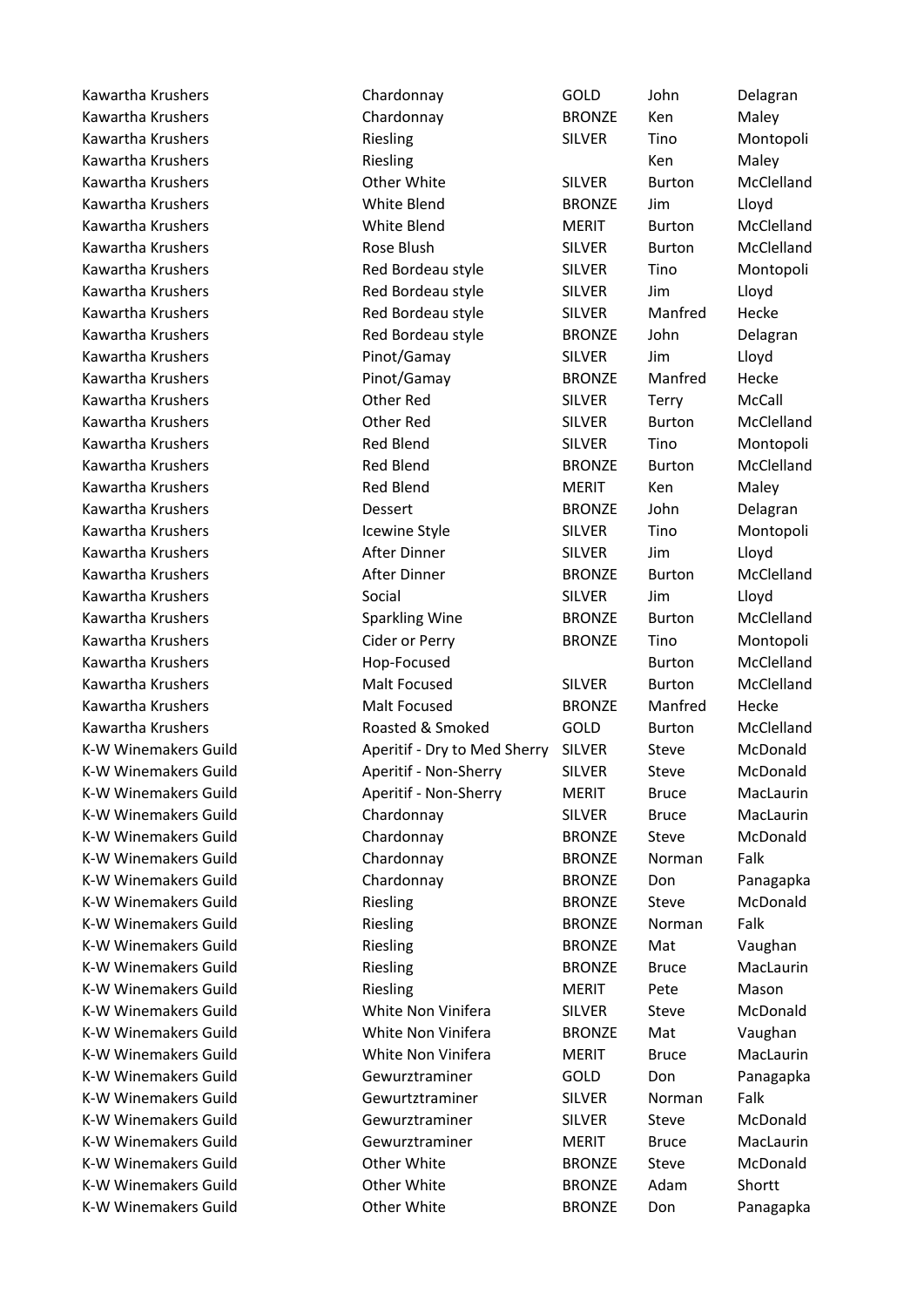| | | | | |
|---|---|---|---|---|
| Kawartha Krushers | Chardonnay | GOLD | John | Delagran |
| Kawartha Krushers | Chardonnay | BRONZE | Ken | Maley |
| Kawartha Krushers | Riesling | SILVER | Tino | Montopoli |
| Kawartha Krushers | Riesling | | Ken | Maley |
| Kawartha Krushers | Other White | SILVER | Burton | McClelland |
| Kawartha Krushers | White Blend | BRONZE | Jim | Lloyd |
| Kawartha Krushers | White Blend | MERIT | Burton | McClelland |
| Kawartha Krushers | Rose Blush | SILVER | Burton | McClelland |
| Kawartha Krushers | Red Bordeau style | SILVER | Tino | Montopoli |
| Kawartha Krushers | Red Bordeau style | SILVER | Jim | Lloyd |
| Kawartha Krushers | Red Bordeau style | SILVER | Manfred | Hecke |
| Kawartha Krushers | Red Bordeau style | BRONZE | John | Delagran |
| Kawartha Krushers | Pinot/Gamay | SILVER | Jim | Lloyd |
| Kawartha Krushers | Pinot/Gamay | BRONZE | Manfred | Hecke |
| Kawartha Krushers | Other Red | SILVER | Terry | McCall |
| Kawartha Krushers | Other Red | SILVER | Burton | McClelland |
| Kawartha Krushers | Red Blend | SILVER | Tino | Montopoli |
| Kawartha Krushers | Red Blend | BRONZE | Burton | McClelland |
| Kawartha Krushers | Red Blend | MERIT | Ken | Maley |
| Kawartha Krushers | Dessert | BRONZE | John | Delagran |
| Kawartha Krushers | Icewine Style | SILVER | Tino | Montopoli |
| Kawartha Krushers | After Dinner | SILVER | Jim | Lloyd |
| Kawartha Krushers | After Dinner | BRONZE | Burton | McClelland |
| Kawartha Krushers | Social | SILVER | Jim | Lloyd |
| Kawartha Krushers | Sparkling Wine | BRONZE | Burton | McClelland |
| Kawartha Krushers | Cider or Perry | BRONZE | Tino | Montopoli |
| Kawartha Krushers | Hop-Focused | | Burton | McClelland |
| Kawartha Krushers | Malt Focused | SILVER | Burton | McClelland |
| Kawartha Krushers | Malt Focused | BRONZE | Manfred | Hecke |
| Kawartha Krushers | Roasted & Smoked | GOLD | Burton | McClelland |
| K-W Winemakers Guild | Aperitif - Dry to Med Sherry | SILVER | Steve | McDonald |
| K-W Winemakers Guild | Aperitif - Non-Sherry | SILVER | Steve | McDonald |
| K-W Winemakers Guild | Aperitif - Non-Sherry | MERIT | Bruce | MacLaurin |
| K-W Winemakers Guild | Chardonnay | SILVER | Bruce | MacLaurin |
| K-W Winemakers Guild | Chardonnay | BRONZE | Steve | McDonald |
| K-W Winemakers Guild | Chardonnay | BRONZE | Norman | Falk |
| K-W Winemakers Guild | Chardonnay | BRONZE | Don | Panagapka |
| K-W Winemakers Guild | Riesling | BRONZE | Steve | McDonald |
| K-W Winemakers Guild | Riesling | BRONZE | Norman | Falk |
| K-W Winemakers Guild | Riesling | BRONZE | Mat | Vaughan |
| K-W Winemakers Guild | Riesling | BRONZE | Bruce | MacLaurin |
| K-W Winemakers Guild | Riesling | MERIT | Pete | Mason |
| K-W Winemakers Guild | White Non Vinifera | SILVER | Steve | McDonald |
| K-W Winemakers Guild | White Non Vinifera | BRONZE | Mat | Vaughan |
| K-W Winemakers Guild | White Non Vinifera | MERIT | Bruce | MacLaurin |
| K-W Winemakers Guild | Gewurztraminer | GOLD | Don | Panagapka |
| K-W Winemakers Guild | Gewurztraminer | SILVER | Norman | Falk |
| K-W Winemakers Guild | Gewurztraminer | SILVER | Steve | McDonald |
| K-W Winemakers Guild | Gewurztraminer | MERIT | Bruce | MacLaurin |
| K-W Winemakers Guild | Other White | BRONZE | Steve | McDonald |
| K-W Winemakers Guild | Other White | BRONZE | Adam | Shortt |
| K-W Winemakers Guild | Other White | BRONZE | Don | Panagapka |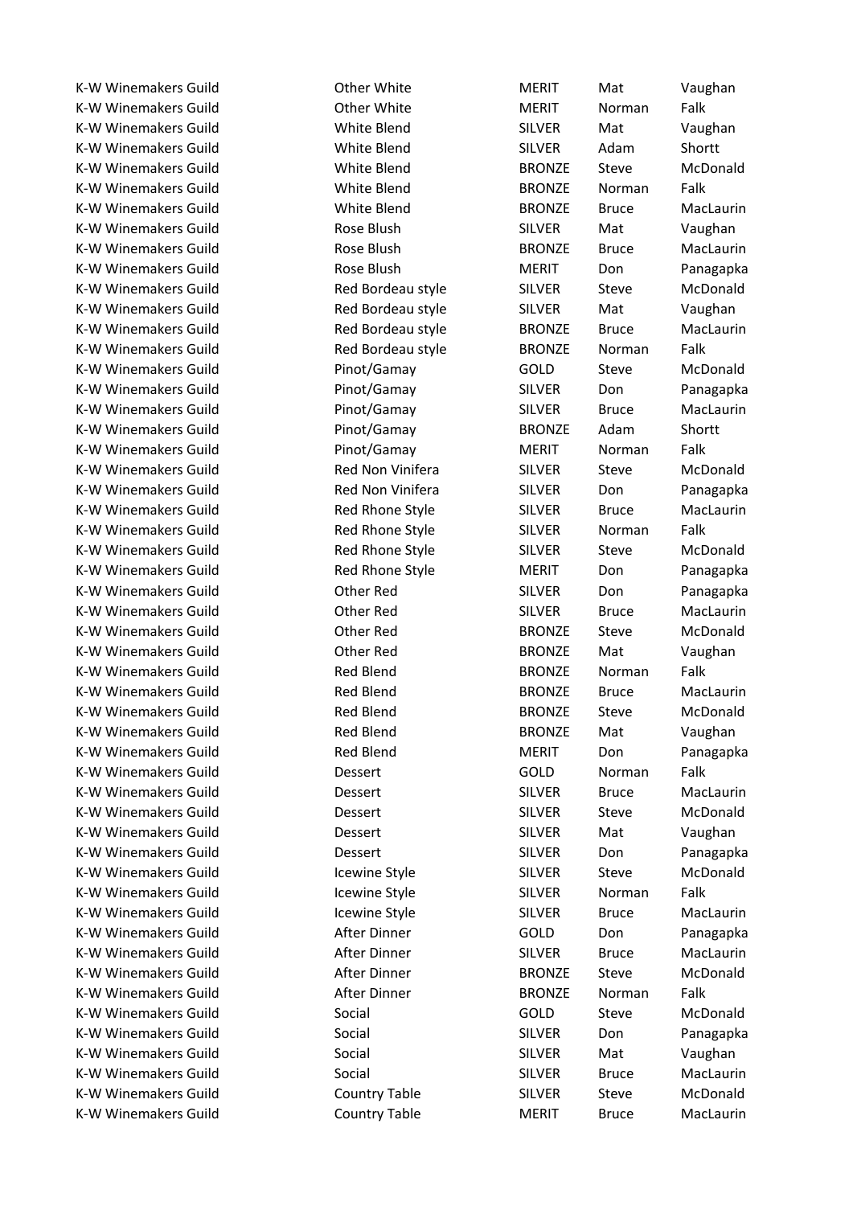| | | | | |
|---|---|---|---|---|
| K-W Winemakers Guild | Other White | MERIT | Mat | Vaughan |
| K-W Winemakers Guild | Other White | MERIT | Norman | Falk |
| K-W Winemakers Guild | White Blend | SILVER | Mat | Vaughan |
| K-W Winemakers Guild | White Blend | SILVER | Adam | Shortt |
| K-W Winemakers Guild | White Blend | BRONZE | Steve | McDonald |
| K-W Winemakers Guild | White Blend | BRONZE | Norman | Falk |
| K-W Winemakers Guild | White Blend | BRONZE | Bruce | MacLaurin |
| K-W Winemakers Guild | Rose Blush | SILVER | Mat | Vaughan |
| K-W Winemakers Guild | Rose Blush | BRONZE | Bruce | MacLaurin |
| K-W Winemakers Guild | Rose Blush | MERIT | Don | Panagapka |
| K-W Winemakers Guild | Red Bordeau style | SILVER | Steve | McDonald |
| K-W Winemakers Guild | Red Bordeau style | SILVER | Mat | Vaughan |
| K-W Winemakers Guild | Red Bordeau style | BRONZE | Bruce | MacLaurin |
| K-W Winemakers Guild | Red Bordeau style | BRONZE | Norman | Falk |
| K-W Winemakers Guild | Pinot/Gamay | GOLD | Steve | McDonald |
| K-W Winemakers Guild | Pinot/Gamay | SILVER | Don | Panagapka |
| K-W Winemakers Guild | Pinot/Gamay | SILVER | Bruce | MacLaurin |
| K-W Winemakers Guild | Pinot/Gamay | BRONZE | Adam | Shortt |
| K-W Winemakers Guild | Pinot/Gamay | MERIT | Norman | Falk |
| K-W Winemakers Guild | Red Non Vinifera | SILVER | Steve | McDonald |
| K-W Winemakers Guild | Red Non Vinifera | SILVER | Don | Panagapka |
| K-W Winemakers Guild | Red Rhone Style | SILVER | Bruce | MacLaurin |
| K-W Winemakers Guild | Red Rhone Style | SILVER | Norman | Falk |
| K-W Winemakers Guild | Red Rhone Style | SILVER | Steve | McDonald |
| K-W Winemakers Guild | Red Rhone Style | MERIT | Don | Panagapka |
| K-W Winemakers Guild | Other Red | SILVER | Don | Panagapka |
| K-W Winemakers Guild | Other Red | SILVER | Bruce | MacLaurin |
| K-W Winemakers Guild | Other Red | BRONZE | Steve | McDonald |
| K-W Winemakers Guild | Other Red | BRONZE | Mat | Vaughan |
| K-W Winemakers Guild | Red Blend | BRONZE | Norman | Falk |
| K-W Winemakers Guild | Red Blend | BRONZE | Bruce | MacLaurin |
| K-W Winemakers Guild | Red Blend | BRONZE | Steve | McDonald |
| K-W Winemakers Guild | Red Blend | BRONZE | Mat | Vaughan |
| K-W Winemakers Guild | Red Blend | MERIT | Don | Panagapka |
| K-W Winemakers Guild | Dessert | GOLD | Norman | Falk |
| K-W Winemakers Guild | Dessert | SILVER | Bruce | MacLaurin |
| K-W Winemakers Guild | Dessert | SILVER | Steve | McDonald |
| K-W Winemakers Guild | Dessert | SILVER | Mat | Vaughan |
| K-W Winemakers Guild | Dessert | SILVER | Don | Panagapka |
| K-W Winemakers Guild | Icewine Style | SILVER | Steve | McDonald |
| K-W Winemakers Guild | Icewine Style | SILVER | Norman | Falk |
| K-W Winemakers Guild | Icewine Style | SILVER | Bruce | MacLaurin |
| K-W Winemakers Guild | After Dinner | GOLD | Don | Panagapka |
| K-W Winemakers Guild | After Dinner | SILVER | Bruce | MacLaurin |
| K-W Winemakers Guild | After Dinner | BRONZE | Steve | McDonald |
| K-W Winemakers Guild | After Dinner | BRONZE | Norman | Falk |
| K-W Winemakers Guild | Social | GOLD | Steve | McDonald |
| K-W Winemakers Guild | Social | SILVER | Don | Panagapka |
| K-W Winemakers Guild | Social | SILVER | Mat | Vaughan |
| K-W Winemakers Guild | Social | SILVER | Bruce | MacLaurin |
| K-W Winemakers Guild | Country Table | SILVER | Steve | McDonald |
| K-W Winemakers Guild | Country Table | MERIT | Bruce | MacLaurin |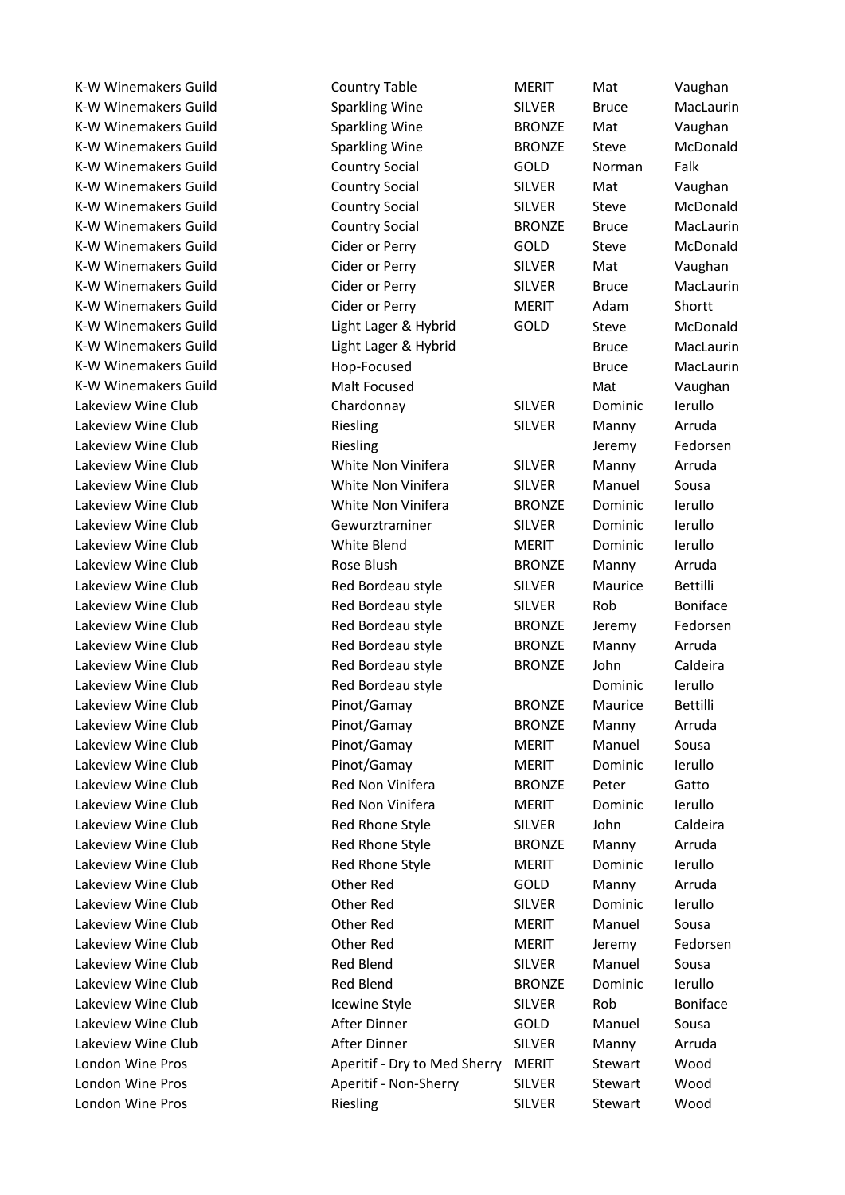| | | | | |
|---|---|---|---|---|
| K-W Winemakers Guild | Country Table | MERIT | Mat | Vaughan |
| K-W Winemakers Guild | Sparkling Wine | SILVER | Bruce | MacLaurin |
| K-W Winemakers Guild | Sparkling Wine | BRONZE | Mat | Vaughan |
| K-W Winemakers Guild | Sparkling Wine | BRONZE | Steve | McDonald |
| K-W Winemakers Guild | Country Social | GOLD | Norman | Falk |
| K-W Winemakers Guild | Country Social | SILVER | Mat | Vaughan |
| K-W Winemakers Guild | Country Social | SILVER | Steve | McDonald |
| K-W Winemakers Guild | Country Social | BRONZE | Bruce | MacLaurin |
| K-W Winemakers Guild | Cider or Perry | GOLD | Steve | McDonald |
| K-W Winemakers Guild | Cider or Perry | SILVER | Mat | Vaughan |
| K-W Winemakers Guild | Cider or Perry | SILVER | Bruce | MacLaurin |
| K-W Winemakers Guild | Cider or Perry | MERIT | Adam | Shortt |
| K-W Winemakers Guild | Light Lager & Hybrid | GOLD | Steve | McDonald |
| K-W Winemakers Guild | Light Lager & Hybrid | | Bruce | MacLaurin |
| K-W Winemakers Guild | Hop-Focused | | Bruce | MacLaurin |
| K-W Winemakers Guild | Malt Focused | | Mat | Vaughan |
| Lakeview Wine Club | Chardonnay | SILVER | Dominic | Ierullo |
| Lakeview Wine Club | Riesling | SILVER | Manny | Arruda |
| Lakeview Wine Club | Riesling | | Jeremy | Fedorsen |
| Lakeview Wine Club | White Non Vinifera | SILVER | Manny | Arruda |
| Lakeview Wine Club | White Non Vinifera | SILVER | Manuel | Sousa |
| Lakeview Wine Club | White Non Vinifera | BRONZE | Dominic | Ierullo |
| Lakeview Wine Club | Gewurztraminer | SILVER | Dominic | Ierullo |
| Lakeview Wine Club | White Blend | MERIT | Dominic | Ierullo |
| Lakeview Wine Club | Rose Blush | BRONZE | Manny | Arruda |
| Lakeview Wine Club | Red Bordeau style | SILVER | Maurice | Bettilli |
| Lakeview Wine Club | Red Bordeau style | SILVER | Rob | Boniface |
| Lakeview Wine Club | Red Bordeau style | BRONZE | Jeremy | Fedorsen |
| Lakeview Wine Club | Red Bordeau style | BRONZE | Manny | Arruda |
| Lakeview Wine Club | Red Bordeau style | BRONZE | John | Caldeira |
| Lakeview Wine Club | Red Bordeau style | | Dominic | Ierullo |
| Lakeview Wine Club | Pinot/Gamay | BRONZE | Maurice | Bettilli |
| Lakeview Wine Club | Pinot/Gamay | BRONZE | Manny | Arruda |
| Lakeview Wine Club | Pinot/Gamay | MERIT | Manuel | Sousa |
| Lakeview Wine Club | Pinot/Gamay | MERIT | Dominic | Ierullo |
| Lakeview Wine Club | Red Non Vinifera | BRONZE | Peter | Gatto |
| Lakeview Wine Club | Red Non Vinifera | MERIT | Dominic | Ierullo |
| Lakeview Wine Club | Red Rhone Style | SILVER | John | Caldeira |
| Lakeview Wine Club | Red Rhone Style | BRONZE | Manny | Arruda |
| Lakeview Wine Club | Red Rhone Style | MERIT | Dominic | Ierullo |
| Lakeview Wine Club | Other Red | GOLD | Manny | Arruda |
| Lakeview Wine Club | Other Red | SILVER | Dominic | Ierullo |
| Lakeview Wine Club | Other Red | MERIT | Manuel | Sousa |
| Lakeview Wine Club | Other Red | MERIT | Jeremy | Fedorsen |
| Lakeview Wine Club | Red Blend | SILVER | Manuel | Sousa |
| Lakeview Wine Club | Red Blend | BRONZE | Dominic | Ierullo |
| Lakeview Wine Club | Icewine Style | SILVER | Rob | Boniface |
| Lakeview Wine Club | After Dinner | GOLD | Manuel | Sousa |
| Lakeview Wine Club | After Dinner | SILVER | Manny | Arruda |
| London Wine Pros | Aperitif - Dry to Med Sherry | MERIT | Stewart | Wood |
| London Wine Pros | Aperitif - Non-Sherry | SILVER | Stewart | Wood |
| London Wine Pros | Riesling | SILVER | Stewart | Wood |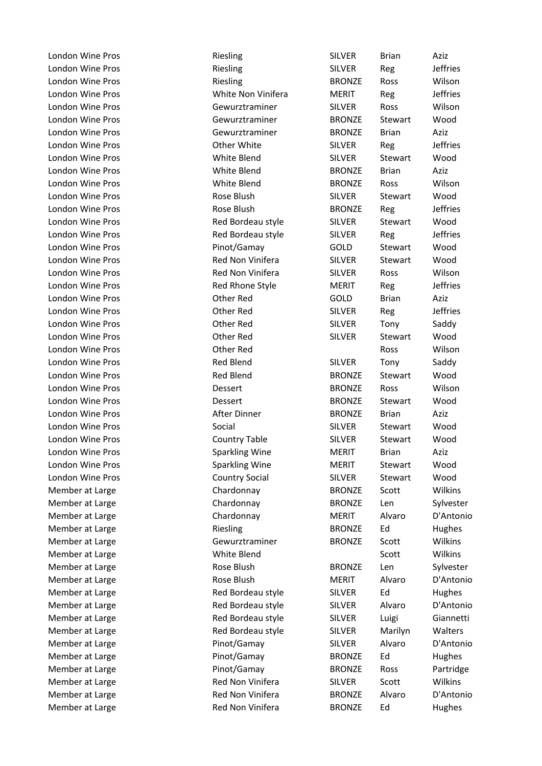| | | | | |
|---|---|---|---|---|
| London Wine Pros | Riesling | SILVER | Brian | Aziz |
| London Wine Pros | Riesling | SILVER | Reg | Jeffries |
| London Wine Pros | Riesling | BRONZE | Ross | Wilson |
| London Wine Pros | White Non Vinifera | MERIT | Reg | Jeffries |
| London Wine Pros | Gewurztraminer | SILVER | Ross | Wilson |
| London Wine Pros | Gewurztraminer | BRONZE | Stewart | Wood |
| London Wine Pros | Gewurztraminer | BRONZE | Brian | Aziz |
| London Wine Pros | Other White | SILVER | Reg | Jeffries |
| London Wine Pros | White Blend | SILVER | Stewart | Wood |
| London Wine Pros | White Blend | BRONZE | Brian | Aziz |
| London Wine Pros | White Blend | BRONZE | Ross | Wilson |
| London Wine Pros | Rose Blush | SILVER | Stewart | Wood |
| London Wine Pros | Rose Blush | BRONZE | Reg | Jeffries |
| London Wine Pros | Red Bordeau style | SILVER | Stewart | Wood |
| London Wine Pros | Red Bordeau style | SILVER | Reg | Jeffries |
| London Wine Pros | Pinot/Gamay | GOLD | Stewart | Wood |
| London Wine Pros | Red Non Vinifera | SILVER | Stewart | Wood |
| London Wine Pros | Red Non Vinifera | SILVER | Ross | Wilson |
| London Wine Pros | Red Rhone Style | MERIT | Reg | Jeffries |
| London Wine Pros | Other Red | GOLD | Brian | Aziz |
| London Wine Pros | Other Red | SILVER | Reg | Jeffries |
| London Wine Pros | Other Red | SILVER | Tony | Saddy |
| London Wine Pros | Other Red | SILVER | Stewart | Wood |
| London Wine Pros | Other Red | | Ross | Wilson |
| London Wine Pros | Red Blend | SILVER | Tony | Saddy |
| London Wine Pros | Red Blend | BRONZE | Stewart | Wood |
| London Wine Pros | Dessert | BRONZE | Ross | Wilson |
| London Wine Pros | Dessert | BRONZE | Stewart | Wood |
| London Wine Pros | After Dinner | BRONZE | Brian | Aziz |
| London Wine Pros | Social | SILVER | Stewart | Wood |
| London Wine Pros | Country Table | SILVER | Stewart | Wood |
| London Wine Pros | Sparkling Wine | MERIT | Brian | Aziz |
| London Wine Pros | Sparkling Wine | MERIT | Stewart | Wood |
| London Wine Pros | Country Social | SILVER | Stewart | Wood |
| Member at Large | Chardonnay | BRONZE | Scott | Wilkins |
| Member at Large | Chardonnay | BRONZE | Len | Sylvester |
| Member at Large | Chardonnay | MERIT | Alvaro | D'Antonio |
| Member at Large | Riesling | BRONZE | Ed | Hughes |
| Member at Large | Gewurztraminer | BRONZE | Scott | Wilkins |
| Member at Large | White Blend | | Scott | Wilkins |
| Member at Large | Rose Blush | BRONZE | Len | Sylvester |
| Member at Large | Rose Blush | MERIT | Alvaro | D'Antonio |
| Member at Large | Red Bordeau style | SILVER | Ed | Hughes |
| Member at Large | Red Bordeau style | SILVER | Alvaro | D'Antonio |
| Member at Large | Red Bordeau style | SILVER | Luigi | Giannetti |
| Member at Large | Red Bordeau style | SILVER | Marilyn | Walters |
| Member at Large | Pinot/Gamay | SILVER | Alvaro | D'Antonio |
| Member at Large | Pinot/Gamay | BRONZE | Ed | Hughes |
| Member at Large | Pinot/Gamay | BRONZE | Ross | Partridge |
| Member at Large | Red Non Vinifera | SILVER | Scott | Wilkins |
| Member at Large | Red Non Vinifera | BRONZE | Alvaro | D'Antonio |
| Member at Large | Red Non Vinifera | BRONZE | Ed | Hughes |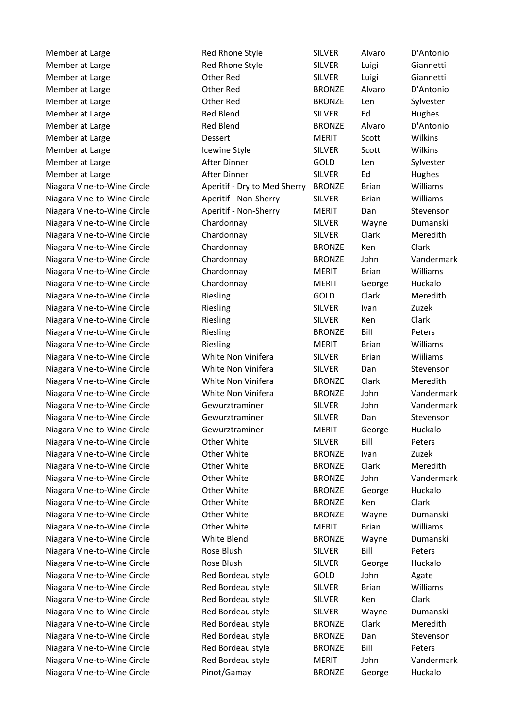| | | | | |
|---|---|---|---|---|
| Member at Large | Red Rhone Style | SILVER | Alvaro | D'Antonio |
| Member at Large | Red Rhone Style | SILVER | Luigi | Giannetti |
| Member at Large | Other Red | SILVER | Luigi | Giannetti |
| Member at Large | Other Red | BRONZE | Alvaro | D'Antonio |
| Member at Large | Other Red | BRONZE | Len | Sylvester |
| Member at Large | Red Blend | SILVER | Ed | Hughes |
| Member at Large | Red Blend | BRONZE | Alvaro | D'Antonio |
| Member at Large | Dessert | MERIT | Scott | Wilkins |
| Member at Large | Icewine Style | SILVER | Scott | Wilkins |
| Member at Large | After Dinner | GOLD | Len | Sylvester |
| Member at Large | After Dinner | SILVER | Ed | Hughes |
| Niagara Vine-to-Wine Circle | Aperitif - Dry to Med Sherry | BRONZE | Brian | Williams |
| Niagara Vine-to-Wine Circle | Aperitif - Non-Sherry | SILVER | Brian | Williams |
| Niagara Vine-to-Wine Circle | Aperitif - Non-Sherry | MERIT | Dan | Stevenson |
| Niagara Vine-to-Wine Circle | Chardonnay | SILVER | Wayne | Dumanski |
| Niagara Vine-to-Wine Circle | Chardonnay | SILVER | Clark | Meredith |
| Niagara Vine-to-Wine Circle | Chardonnay | BRONZE | Ken | Clark |
| Niagara Vine-to-Wine Circle | Chardonnay | BRONZE | John | Vandermark |
| Niagara Vine-to-Wine Circle | Chardonnay | MERIT | Brian | Williams |
| Niagara Vine-to-Wine Circle | Chardonnay | MERIT | George | Huckalo |
| Niagara Vine-to-Wine Circle | Riesling | GOLD | Clark | Meredith |
| Niagara Vine-to-Wine Circle | Riesling | SILVER | Ivan | Zuzek |
| Niagara Vine-to-Wine Circle | Riesling | SILVER | Ken | Clark |
| Niagara Vine-to-Wine Circle | Riesling | BRONZE | Bill | Peters |
| Niagara Vine-to-Wine Circle | Riesling | MERIT | Brian | Williams |
| Niagara Vine-to-Wine Circle | White Non Vinifera | SILVER | Brian | Williams |
| Niagara Vine-to-Wine Circle | White Non Vinifera | SILVER | Dan | Stevenson |
| Niagara Vine-to-Wine Circle | White Non Vinifera | BRONZE | Clark | Meredith |
| Niagara Vine-to-Wine Circle | White Non Vinifera | BRONZE | John | Vandermark |
| Niagara Vine-to-Wine Circle | Gewurztraminer | SILVER | John | Vandermark |
| Niagara Vine-to-Wine Circle | Gewurztraminer | SILVER | Dan | Stevenson |
| Niagara Vine-to-Wine Circle | Gewurztraminer | MERIT | George | Huckalo |
| Niagara Vine-to-Wine Circle | Other White | SILVER | Bill | Peters |
| Niagara Vine-to-Wine Circle | Other White | BRONZE | Ivan | Zuzek |
| Niagara Vine-to-Wine Circle | Other White | BRONZE | Clark | Meredith |
| Niagara Vine-to-Wine Circle | Other White | BRONZE | John | Vandermark |
| Niagara Vine-to-Wine Circle | Other White | BRONZE | George | Huckalo |
| Niagara Vine-to-Wine Circle | Other White | BRONZE | Ken | Clark |
| Niagara Vine-to-Wine Circle | Other White | BRONZE | Wayne | Dumanski |
| Niagara Vine-to-Wine Circle | Other White | MERIT | Brian | Williams |
| Niagara Vine-to-Wine Circle | White Blend | BRONZE | Wayne | Dumanski |
| Niagara Vine-to-Wine Circle | Rose Blush | SILVER | Bill | Peters |
| Niagara Vine-to-Wine Circle | Rose Blush | SILVER | George | Huckalo |
| Niagara Vine-to-Wine Circle | Red Bordeau style | GOLD | John | Agate |
| Niagara Vine-to-Wine Circle | Red Bordeau style | SILVER | Brian | Williams |
| Niagara Vine-to-Wine Circle | Red Bordeau style | SILVER | Ken | Clark |
| Niagara Vine-to-Wine Circle | Red Bordeau style | SILVER | Wayne | Dumanski |
| Niagara Vine-to-Wine Circle | Red Bordeau style | BRONZE | Clark | Meredith |
| Niagara Vine-to-Wine Circle | Red Bordeau style | BRONZE | Dan | Stevenson |
| Niagara Vine-to-Wine Circle | Red Bordeau style | BRONZE | Bill | Peters |
| Niagara Vine-to-Wine Circle | Red Bordeau style | MERIT | John | Vandermark |
| Niagara Vine-to-Wine Circle | Pinot/Gamay | BRONZE | George | Huckalo |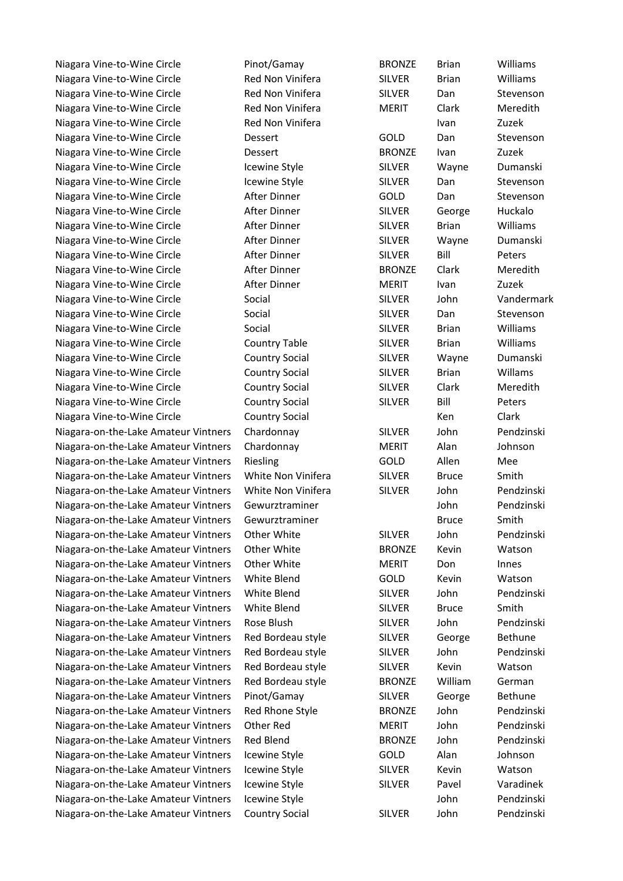| | | | | |
|---|---|---|---|---|
| Niagara Vine-to-Wine Circle | Pinot/Gamay | BRONZE | Brian | Williams |
| Niagara Vine-to-Wine Circle | Red Non Vinifera | SILVER | Brian | Williams |
| Niagara Vine-to-Wine Circle | Red Non Vinifera | SILVER | Dan | Stevenson |
| Niagara Vine-to-Wine Circle | Red Non Vinifera | MERIT | Clark | Meredith |
| Niagara Vine-to-Wine Circle | Red Non Vinifera | | Ivan | Zuzek |
| Niagara Vine-to-Wine Circle | Dessert | GOLD | Dan | Stevenson |
| Niagara Vine-to-Wine Circle | Dessert | BRONZE | Ivan | Zuzek |
| Niagara Vine-to-Wine Circle | Icewine Style | SILVER | Wayne | Dumanski |
| Niagara Vine-to-Wine Circle | Icewine Style | SILVER | Dan | Stevenson |
| Niagara Vine-to-Wine Circle | After Dinner | GOLD | Dan | Stevenson |
| Niagara Vine-to-Wine Circle | After Dinner | SILVER | George | Huckalo |
| Niagara Vine-to-Wine Circle | After Dinner | SILVER | Brian | Williams |
| Niagara Vine-to-Wine Circle | After Dinner | SILVER | Wayne | Dumanski |
| Niagara Vine-to-Wine Circle | After Dinner | SILVER | Bill | Peters |
| Niagara Vine-to-Wine Circle | After Dinner | BRONZE | Clark | Meredith |
| Niagara Vine-to-Wine Circle | After Dinner | MERIT | Ivan | Zuzek |
| Niagara Vine-to-Wine Circle | Social | SILVER | John | Vandermark |
| Niagara Vine-to-Wine Circle | Social | SILVER | Dan | Stevenson |
| Niagara Vine-to-Wine Circle | Social | SILVER | Brian | Williams |
| Niagara Vine-to-Wine Circle | Country Table | SILVER | Brian | Williams |
| Niagara Vine-to-Wine Circle | Country Social | SILVER | Wayne | Dumanski |
| Niagara Vine-to-Wine Circle | Country Social | SILVER | Brian | Willams |
| Niagara Vine-to-Wine Circle | Country Social | SILVER | Clark | Meredith |
| Niagara Vine-to-Wine Circle | Country Social | SILVER | Bill | Peters |
| Niagara Vine-to-Wine Circle | Country Social | | Ken | Clark |
| Niagara-on-the-Lake Amateur Vintners | Chardonnay | SILVER | John | Pendzinski |
| Niagara-on-the-Lake Amateur Vintners | Chardonnay | MERIT | Alan | Johnson |
| Niagara-on-the-Lake Amateur Vintners | Riesling | GOLD | Allen | Mee |
| Niagara-on-the-Lake Amateur Vintners | White Non Vinifera | SILVER | Bruce | Smith |
| Niagara-on-the-Lake Amateur Vintners | White Non Vinifera | SILVER | John | Pendzinski |
| Niagara-on-the-Lake Amateur Vintners | Gewurztraminer | | John | Pendzinski |
| Niagara-on-the-Lake Amateur Vintners | Gewurztraminer | | Bruce | Smith |
| Niagara-on-the-Lake Amateur Vintners | Other White | SILVER | John | Pendzinski |
| Niagara-on-the-Lake Amateur Vintners | Other White | BRONZE | Kevin | Watson |
| Niagara-on-the-Lake Amateur Vintners | Other White | MERIT | Don | Innes |
| Niagara-on-the-Lake Amateur Vintners | White Blend | GOLD | Kevin | Watson |
| Niagara-on-the-Lake Amateur Vintners | White Blend | SILVER | John | Pendzinski |
| Niagara-on-the-Lake Amateur Vintners | White Blend | SILVER | Bruce | Smith |
| Niagara-on-the-Lake Amateur Vintners | Rose Blush | SILVER | John | Pendzinski |
| Niagara-on-the-Lake Amateur Vintners | Red Bordeau style | SILVER | George | Bethune |
| Niagara-on-the-Lake Amateur Vintners | Red Bordeau style | SILVER | John | Pendzinski |
| Niagara-on-the-Lake Amateur Vintners | Red Bordeau style | SILVER | Kevin | Watson |
| Niagara-on-the-Lake Amateur Vintners | Red Bordeau style | BRONZE | William | German |
| Niagara-on-the-Lake Amateur Vintners | Pinot/Gamay | SILVER | George | Bethune |
| Niagara-on-the-Lake Amateur Vintners | Red Rhone Style | BRONZE | John | Pendzinski |
| Niagara-on-the-Lake Amateur Vintners | Other Red | MERIT | John | Pendzinski |
| Niagara-on-the-Lake Amateur Vintners | Red Blend | BRONZE | John | Pendzinski |
| Niagara-on-the-Lake Amateur Vintners | Icewine Style | GOLD | Alan | Johnson |
| Niagara-on-the-Lake Amateur Vintners | Icewine Style | SILVER | Kevin | Watson |
| Niagara-on-the-Lake Amateur Vintners | Icewine Style | SILVER | Pavel | Varadinek |
| Niagara-on-the-Lake Amateur Vintners | Icewine Style | | John | Pendzinski |
| Niagara-on-the-Lake Amateur Vintners | Country Social | SILVER | John | Pendzinski |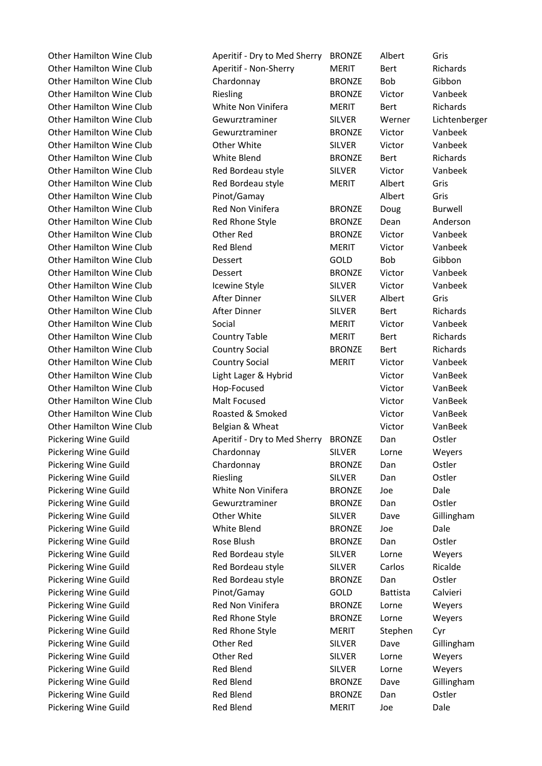| | | | | |
|---|---|---|---|---|
| Other Hamilton Wine Club | Aperitif - Dry to Med Sherry | BRONZE | Albert | Gris |
| Other Hamilton Wine Club | Aperitif - Non-Sherry | MERIT | Bert | Richards |
| Other Hamilton Wine Club | Chardonnay | BRONZE | Bob | Gibbon |
| Other Hamilton Wine Club | Riesling | BRONZE | Victor | Vanbeek |
| Other Hamilton Wine Club | White Non Vinifera | MERIT | Bert | Richards |
| Other Hamilton Wine Club | Gewurztraminer | SILVER | Werner | Lichtenberger |
| Other Hamilton Wine Club | Gewurztraminer | BRONZE | Victor | Vanbeek |
| Other Hamilton Wine Club | Other White | SILVER | Victor | Vanbeek |
| Other Hamilton Wine Club | White Blend | BRONZE | Bert | Richards |
| Other Hamilton Wine Club | Red Bordeau style | SILVER | Victor | Vanbeek |
| Other Hamilton Wine Club | Red Bordeau style | MERIT | Albert | Gris |
| Other Hamilton Wine Club | Pinot/Gamay | | Albert | Gris |
| Other Hamilton Wine Club | Red Non Vinifera | BRONZE | Doug | Burwell |
| Other Hamilton Wine Club | Red Rhone Style | BRONZE | Dean | Anderson |
| Other Hamilton Wine Club | Other Red | BRONZE | Victor | Vanbeek |
| Other Hamilton Wine Club | Red Blend | MERIT | Victor | Vanbeek |
| Other Hamilton Wine Club | Dessert | GOLD | Bob | Gibbon |
| Other Hamilton Wine Club | Dessert | BRONZE | Victor | Vanbeek |
| Other Hamilton Wine Club | Icewine Style | SILVER | Victor | Vanbeek |
| Other Hamilton Wine Club | After Dinner | SILVER | Albert | Gris |
| Other Hamilton Wine Club | After Dinner | SILVER | Bert | Richards |
| Other Hamilton Wine Club | Social | MERIT | Victor | Vanbeek |
| Other Hamilton Wine Club | Country Table | MERIT | Bert | Richards |
| Other Hamilton Wine Club | Country Social | BRONZE | Bert | Richards |
| Other Hamilton Wine Club | Country Social | MERIT | Victor | Vanbeek |
| Other Hamilton Wine Club | Light Lager & Hybrid | | Victor | VanBeek |
| Other Hamilton Wine Club | Hop-Focused | | Victor | VanBeek |
| Other Hamilton Wine Club | Malt Focused | | Victor | VanBeek |
| Other Hamilton Wine Club | Roasted & Smoked | | Victor | VanBeek |
| Other Hamilton Wine Club | Belgian & Wheat | | Victor | VanBeek |
| Pickering Wine Guild | Aperitif - Dry to Med Sherry | BRONZE | Dan | Ostler |
| Pickering Wine Guild | Chardonnay | SILVER | Lorne | Weyers |
| Pickering Wine Guild | Chardonnay | BRONZE | Dan | Ostler |
| Pickering Wine Guild | Riesling | SILVER | Dan | Ostler |
| Pickering Wine Guild | White Non Vinifera | BRONZE | Joe | Dale |
| Pickering Wine Guild | Gewurztraminer | BRONZE | Dan | Ostler |
| Pickering Wine Guild | Other White | SILVER | Dave | Gillingham |
| Pickering Wine Guild | White Blend | BRONZE | Joe | Dale |
| Pickering Wine Guild | Rose Blush | BRONZE | Dan | Ostler |
| Pickering Wine Guild | Red Bordeau style | SILVER | Lorne | Weyers |
| Pickering Wine Guild | Red Bordeau style | SILVER | Carlos | Ricalde |
| Pickering Wine Guild | Red Bordeau style | BRONZE | Dan | Ostler |
| Pickering Wine Guild | Pinot/Gamay | GOLD | Battista | Calvieri |
| Pickering Wine Guild | Red Non Vinifera | BRONZE | Lorne | Weyers |
| Pickering Wine Guild | Red Rhone Style | BRONZE | Lorne | Weyers |
| Pickering Wine Guild | Red Rhone Style | MERIT | Stephen | Cyr |
| Pickering Wine Guild | Other Red | SILVER | Dave | Gillingham |
| Pickering Wine Guild | Other Red | SILVER | Lorne | Weyers |
| Pickering Wine Guild | Red Blend | SILVER | Lorne | Weyers |
| Pickering Wine Guild | Red Blend | BRONZE | Dave | Gillingham |
| Pickering Wine Guild | Red Blend | BRONZE | Dan | Ostler |
| Pickering Wine Guild | Red Blend | MERIT | Joe | Dale |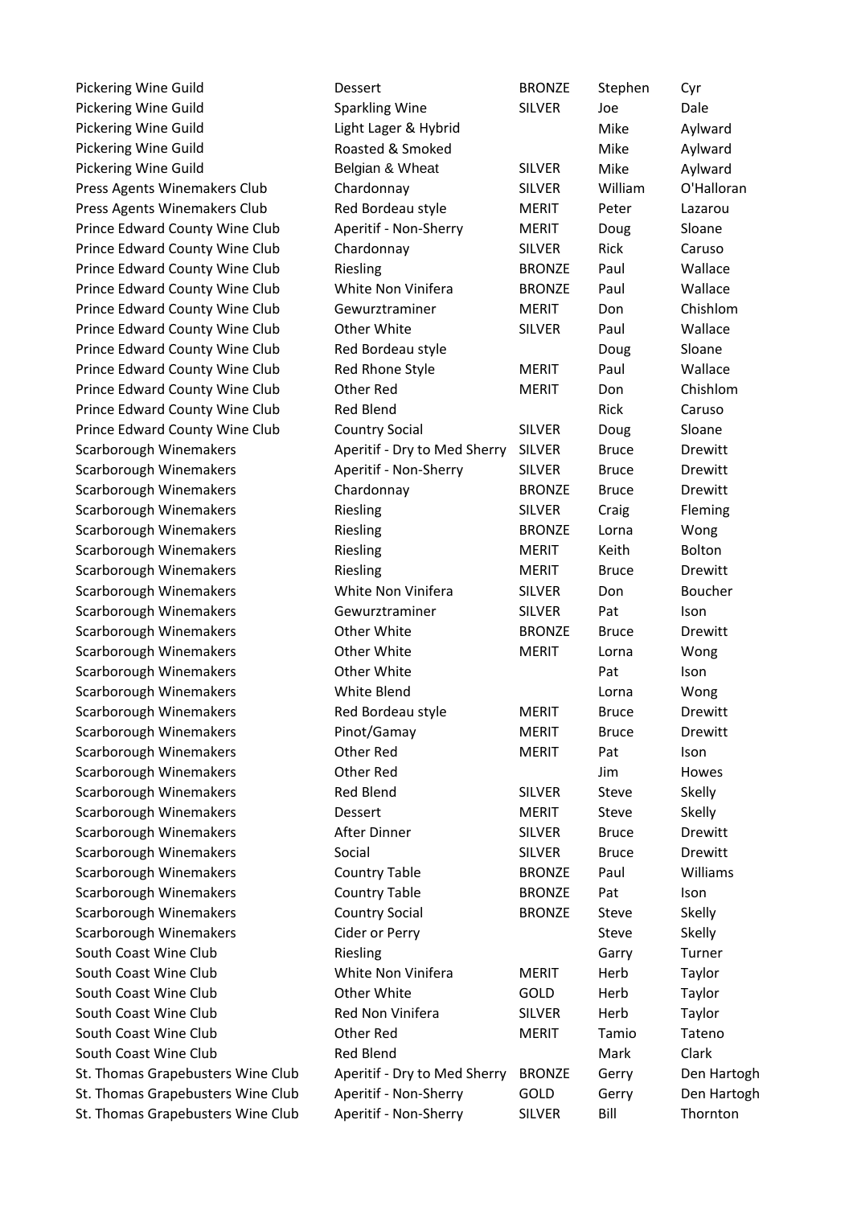| | | | | |
|---|---|---|---|---|
| Pickering Wine Guild | Dessert | BRONZE | Stephen | Cyr |
| Pickering Wine Guild | Sparkling Wine | SILVER | Joe | Dale |
| Pickering Wine Guild | Light Lager & Hybrid | | Mike | Aylward |
| Pickering Wine Guild | Roasted & Smoked | | Mike | Aylward |
| Pickering Wine Guild | Belgian & Wheat | SILVER | Mike | Aylward |
| Press Agents Winemakers Club | Chardonnay | SILVER | William | O'Halloran |
| Press Agents Winemakers Club | Red Bordeau style | MERIT | Peter | Lazarou |
| Prince Edward County Wine Club | Aperitif - Non-Sherry | MERIT | Doug | Sloane |
| Prince Edward County Wine Club | Chardonnay | SILVER | Rick | Caruso |
| Prince Edward County Wine Club | Riesling | BRONZE | Paul | Wallace |
| Prince Edward County Wine Club | White Non Vinifera | BRONZE | Paul | Wallace |
| Prince Edward County Wine Club | Gewurztraminer | MERIT | Don | Chishlom |
| Prince Edward County Wine Club | Other White | SILVER | Paul | Wallace |
| Prince Edward County Wine Club | Red Bordeau style | | Doug | Sloane |
| Prince Edward County Wine Club | Red Rhone Style | MERIT | Paul | Wallace |
| Prince Edward County Wine Club | Other Red | MERIT | Don | Chishlom |
| Prince Edward County Wine Club | Red Blend | | Rick | Caruso |
| Prince Edward County Wine Club | Country Social | SILVER | Doug | Sloane |
| Scarborough Winemakers | Aperitif - Dry to Med Sherry | SILVER | Bruce | Drewitt |
| Scarborough Winemakers | Aperitif - Non-Sherry | SILVER | Bruce | Drewitt |
| Scarborough Winemakers | Chardonnay | BRONZE | Bruce | Drewitt |
| Scarborough Winemakers | Riesling | SILVER | Craig | Fleming |
| Scarborough Winemakers | Riesling | BRONZE | Lorna | Wong |
| Scarborough Winemakers | Riesling | MERIT | Keith | Bolton |
| Scarborough Winemakers | Riesling | MERIT | Bruce | Drewitt |
| Scarborough Winemakers | White Non Vinifera | SILVER | Don | Boucher |
| Scarborough Winemakers | Gewurztraminer | SILVER | Pat | Ison |
| Scarborough Winemakers | Other White | BRONZE | Bruce | Drewitt |
| Scarborough Winemakers | Other White | MERIT | Lorna | Wong |
| Scarborough Winemakers | Other White | | Pat | Ison |
| Scarborough Winemakers | White Blend | | Lorna | Wong |
| Scarborough Winemakers | Red Bordeau style | MERIT | Bruce | Drewitt |
| Scarborough Winemakers | Pinot/Gamay | MERIT | Bruce | Drewitt |
| Scarborough Winemakers | Other Red | MERIT | Pat | Ison |
| Scarborough Winemakers | Other Red | | Jim | Howes |
| Scarborough Winemakers | Red Blend | SILVER | Steve | Skelly |
| Scarborough Winemakers | Dessert | MERIT | Steve | Skelly |
| Scarborough Winemakers | After Dinner | SILVER | Bruce | Drewitt |
| Scarborough Winemakers | Social | SILVER | Bruce | Drewitt |
| Scarborough Winemakers | Country Table | BRONZE | Paul | Williams |
| Scarborough Winemakers | Country Table | BRONZE | Pat | Ison |
| Scarborough Winemakers | Country Social | BRONZE | Steve | Skelly |
| Scarborough Winemakers | Cider or Perry | | Steve | Skelly |
| South Coast Wine Club | Riesling | | Garry | Turner |
| South Coast Wine Club | White Non Vinifera | MERIT | Herb | Taylor |
| South Coast Wine Club | Other White | GOLD | Herb | Taylor |
| South Coast Wine Club | Red Non Vinifera | SILVER | Herb | Taylor |
| South Coast Wine Club | Other Red | MERIT | Tamio | Tateno |
| South Coast Wine Club | Red Blend | | Mark | Clark |
| St. Thomas Grapebusters Wine Club | Aperitif - Dry to Med Sherry | BRONZE | Gerry | Den Hartogh |
| St. Thomas Grapebusters Wine Club | Aperitif - Non-Sherry | GOLD | Gerry | Den Hartogh |
| St. Thomas Grapebusters Wine Club | Aperitif - Non-Sherry | SILVER | Bill | Thornton |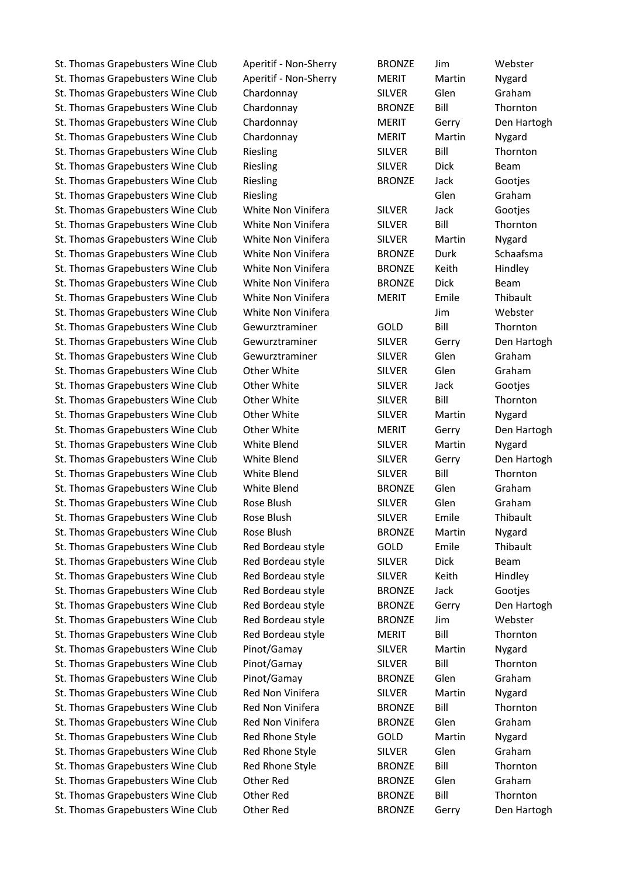| | | | | |
|---|---|---|---|---|
| St. Thomas Grapebusters Wine Club | Aperitif - Non-Sherry | BRONZE | Jim | Webster |
| St. Thomas Grapebusters Wine Club | Aperitif - Non-Sherry | MERIT | Martin | Nygard |
| St. Thomas Grapebusters Wine Club | Chardonnay | SILVER | Glen | Graham |
| St. Thomas Grapebusters Wine Club | Chardonnay | BRONZE | Bill | Thornton |
| St. Thomas Grapebusters Wine Club | Chardonnay | MERIT | Gerry | Den Hartogh |
| St. Thomas Grapebusters Wine Club | Chardonnay | MERIT | Martin | Nygard |
| St. Thomas Grapebusters Wine Club | Riesling | SILVER | Bill | Thornton |
| St. Thomas Grapebusters Wine Club | Riesling | SILVER | Dick | Beam |
| St. Thomas Grapebusters Wine Club | Riesling | BRONZE | Jack | Gootjes |
| St. Thomas Grapebusters Wine Club | Riesling | | Glen | Graham |
| St. Thomas Grapebusters Wine Club | White Non Vinifera | SILVER | Jack | Gootjes |
| St. Thomas Grapebusters Wine Club | White Non Vinifera | SILVER | Bill | Thornton |
| St. Thomas Grapebusters Wine Club | White Non Vinifera | SILVER | Martin | Nygard |
| St. Thomas Grapebusters Wine Club | White Non Vinifera | BRONZE | Durk | Schaafsma |
| St. Thomas Grapebusters Wine Club | White Non Vinifera | BRONZE | Keith | Hindley |
| St. Thomas Grapebusters Wine Club | White Non Vinifera | BRONZE | Dick | Beam |
| St. Thomas Grapebusters Wine Club | White Non Vinifera | MERIT | Emile | Thibault |
| St. Thomas Grapebusters Wine Club | White Non Vinifera | | Jim | Webster |
| St. Thomas Grapebusters Wine Club | Gewurztraminer | GOLD | Bill | Thornton |
| St. Thomas Grapebusters Wine Club | Gewurztraminer | SILVER | Gerry | Den Hartogh |
| St. Thomas Grapebusters Wine Club | Gewurztraminer | SILVER | Glen | Graham |
| St. Thomas Grapebusters Wine Club | Other White | SILVER | Glen | Graham |
| St. Thomas Grapebusters Wine Club | Other White | SILVER | Jack | Gootjes |
| St. Thomas Grapebusters Wine Club | Other White | SILVER | Bill | Thornton |
| St. Thomas Grapebusters Wine Club | Other White | SILVER | Martin | Nygard |
| St. Thomas Grapebusters Wine Club | Other White | MERIT | Gerry | Den Hartogh |
| St. Thomas Grapebusters Wine Club | White Blend | SILVER | Martin | Nygard |
| St. Thomas Grapebusters Wine Club | White Blend | SILVER | Gerry | Den Hartogh |
| St. Thomas Grapebusters Wine Club | White Blend | SILVER | Bill | Thornton |
| St. Thomas Grapebusters Wine Club | White Blend | BRONZE | Glen | Graham |
| St. Thomas Grapebusters Wine Club | Rose Blush | SILVER | Glen | Graham |
| St. Thomas Grapebusters Wine Club | Rose Blush | SILVER | Emile | Thibault |
| St. Thomas Grapebusters Wine Club | Rose Blush | BRONZE | Martin | Nygard |
| St. Thomas Grapebusters Wine Club | Red Bordeau style | GOLD | Emile | Thibault |
| St. Thomas Grapebusters Wine Club | Red Bordeau style | SILVER | Dick | Beam |
| St. Thomas Grapebusters Wine Club | Red Bordeau style | SILVER | Keith | Hindley |
| St. Thomas Grapebusters Wine Club | Red Bordeau style | BRONZE | Jack | Gootjes |
| St. Thomas Grapebusters Wine Club | Red Bordeau style | BRONZE | Gerry | Den Hartogh |
| St. Thomas Grapebusters Wine Club | Red Bordeau style | BRONZE | Jim | Webster |
| St. Thomas Grapebusters Wine Club | Red Bordeau style | MERIT | Bill | Thornton |
| St. Thomas Grapebusters Wine Club | Pinot/Gamay | SILVER | Martin | Nygard |
| St. Thomas Grapebusters Wine Club | Pinot/Gamay | SILVER | Bill | Thornton |
| St. Thomas Grapebusters Wine Club | Pinot/Gamay | BRONZE | Glen | Graham |
| St. Thomas Grapebusters Wine Club | Red Non Vinifera | SILVER | Martin | Nygard |
| St. Thomas Grapebusters Wine Club | Red Non Vinifera | BRONZE | Bill | Thornton |
| St. Thomas Grapebusters Wine Club | Red Non Vinifera | BRONZE | Glen | Graham |
| St. Thomas Grapebusters Wine Club | Red Rhone Style | GOLD | Martin | Nygard |
| St. Thomas Grapebusters Wine Club | Red Rhone Style | SILVER | Glen | Graham |
| St. Thomas Grapebusters Wine Club | Red Rhone Style | BRONZE | Bill | Thornton |
| St. Thomas Grapebusters Wine Club | Other Red | BRONZE | Glen | Graham |
| St. Thomas Grapebusters Wine Club | Other Red | BRONZE | Bill | Thornton |
| St. Thomas Grapebusters Wine Club | Other Red | BRONZE | Gerry | Den Hartogh |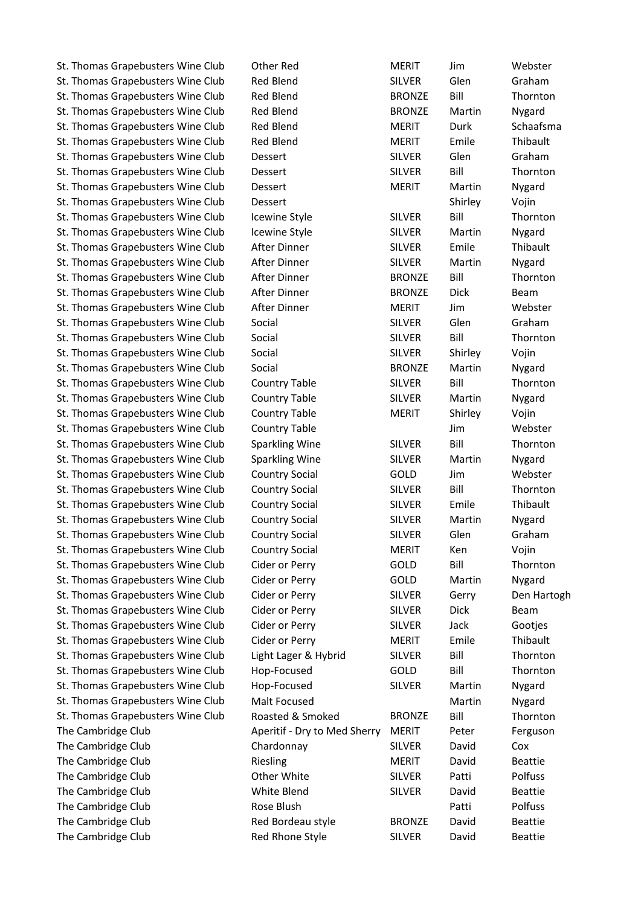| | | | | |
|---|---|---|---|---|
| St. Thomas Grapebusters Wine Club | Other Red | MERIT | Jim | Webster |
| St. Thomas Grapebusters Wine Club | Red Blend | SILVER | Glen | Graham |
| St. Thomas Grapebusters Wine Club | Red Blend | BRONZE | Bill | Thornton |
| St. Thomas Grapebusters Wine Club | Red Blend | BRONZE | Martin | Nygard |
| St. Thomas Grapebusters Wine Club | Red Blend | MERIT | Durk | Schaafsma |
| St. Thomas Grapebusters Wine Club | Red Blend | MERIT | Emile | Thibault |
| St. Thomas Grapebusters Wine Club | Dessert | SILVER | Glen | Graham |
| St. Thomas Grapebusters Wine Club | Dessert | SILVER | Bill | Thornton |
| St. Thomas Grapebusters Wine Club | Dessert | MERIT | Martin | Nygard |
| St. Thomas Grapebusters Wine Club | Dessert | | Shirley | Vojin |
| St. Thomas Grapebusters Wine Club | Icewine Style | SILVER | Bill | Thornton |
| St. Thomas Grapebusters Wine Club | Icewine Style | SILVER | Martin | Nygard |
| St. Thomas Grapebusters Wine Club | After Dinner | SILVER | Emile | Thibault |
| St. Thomas Grapebusters Wine Club | After Dinner | SILVER | Martin | Nygard |
| St. Thomas Grapebusters Wine Club | After Dinner | BRONZE | Bill | Thornton |
| St. Thomas Grapebusters Wine Club | After Dinner | BRONZE | Dick | Beam |
| St. Thomas Grapebusters Wine Club | After Dinner | MERIT | Jim | Webster |
| St. Thomas Grapebusters Wine Club | Social | SILVER | Glen | Graham |
| St. Thomas Grapebusters Wine Club | Social | SILVER | Bill | Thornton |
| St. Thomas Grapebusters Wine Club | Social | SILVER | Shirley | Vojin |
| St. Thomas Grapebusters Wine Club | Social | BRONZE | Martin | Nygard |
| St. Thomas Grapebusters Wine Club | Country Table | SILVER | Bill | Thornton |
| St. Thomas Grapebusters Wine Club | Country Table | SILVER | Martin | Nygard |
| St. Thomas Grapebusters Wine Club | Country Table | MERIT | Shirley | Vojin |
| St. Thomas Grapebusters Wine Club | Country Table | | Jim | Webster |
| St. Thomas Grapebusters Wine Club | Sparkling Wine | SILVER | Bill | Thornton |
| St. Thomas Grapebusters Wine Club | Sparkling Wine | SILVER | Martin | Nygard |
| St. Thomas Grapebusters Wine Club | Country Social | GOLD | Jim | Webster |
| St. Thomas Grapebusters Wine Club | Country Social | SILVER | Bill | Thornton |
| St. Thomas Grapebusters Wine Club | Country Social | SILVER | Emile | Thibault |
| St. Thomas Grapebusters Wine Club | Country Social | SILVER | Martin | Nygard |
| St. Thomas Grapebusters Wine Club | Country Social | SILVER | Glen | Graham |
| St. Thomas Grapebusters Wine Club | Country Social | MERIT | Ken | Vojin |
| St. Thomas Grapebusters Wine Club | Cider or Perry | GOLD | Bill | Thornton |
| St. Thomas Grapebusters Wine Club | Cider or Perry | GOLD | Martin | Nygard |
| St. Thomas Grapebusters Wine Club | Cider or Perry | SILVER | Gerry | Den Hartogh |
| St. Thomas Grapebusters Wine Club | Cider or Perry | SILVER | Dick | Beam |
| St. Thomas Grapebusters Wine Club | Cider or Perry | SILVER | Jack | Gootjes |
| St. Thomas Grapebusters Wine Club | Cider or Perry | MERIT | Emile | Thibault |
| St. Thomas Grapebusters Wine Club | Light Lager & Hybrid | SILVER | Bill | Thornton |
| St. Thomas Grapebusters Wine Club | Hop-Focused | GOLD | Bill | Thornton |
| St. Thomas Grapebusters Wine Club | Hop-Focused | SILVER | Martin | Nygard |
| St. Thomas Grapebusters Wine Club | Malt Focused | | Martin | Nygard |
| St. Thomas Grapebusters Wine Club | Roasted & Smoked | BRONZE | Bill | Thornton |
| The Cambridge Club | Aperitif - Dry to Med Sherry | MERIT | Peter | Ferguson |
| The Cambridge Club | Chardonnay | SILVER | David | Cox |
| The Cambridge Club | Riesling | MERIT | David | Beattie |
| The Cambridge Club | Other White | SILVER | Patti | Polfuss |
| The Cambridge Club | White Blend | SILVER | David | Beattie |
| The Cambridge Club | Rose Blush | | Patti | Polfuss |
| The Cambridge Club | Red Bordeau style | BRONZE | David | Beattie |
| The Cambridge Club | Red Rhone Style | SILVER | David | Beattie |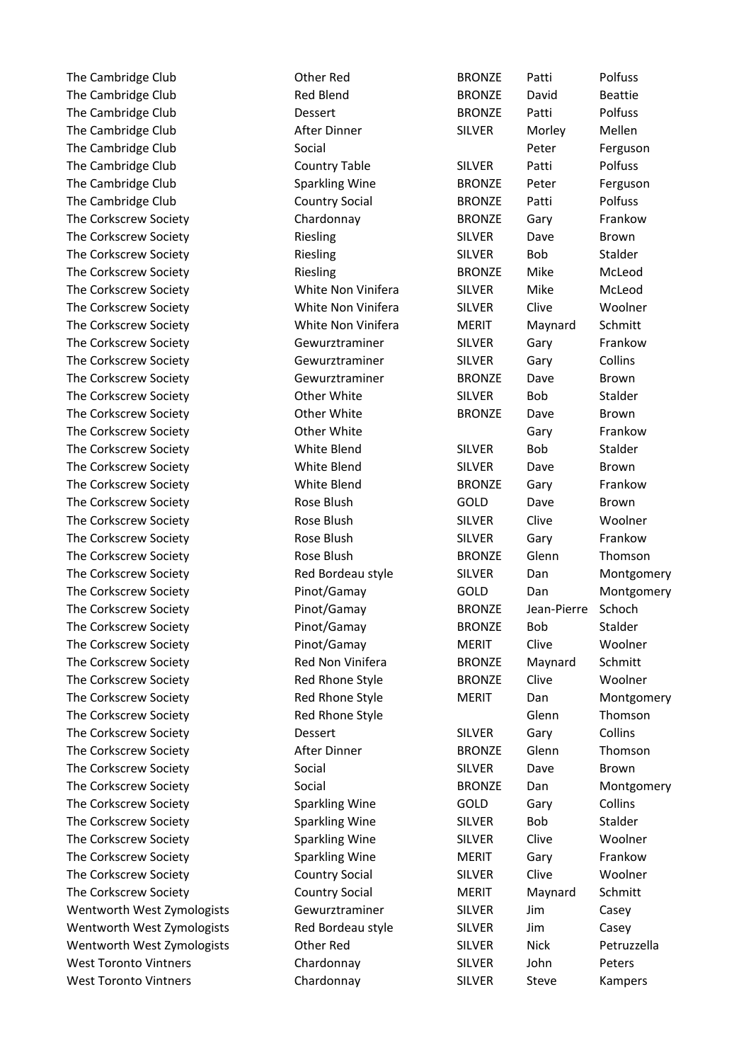| | | | | |
|---|---|---|---|---|
| The Cambridge Club | Other Red | BRONZE | Patti | Polfuss |
| The Cambridge Club | Red Blend | BRONZE | David | Beattie |
| The Cambridge Club | Dessert | BRONZE | Patti | Polfuss |
| The Cambridge Club | After Dinner | SILVER | Morley | Mellen |
| The Cambridge Club | Social | | Peter | Ferguson |
| The Cambridge Club | Country Table | SILVER | Patti | Polfuss |
| The Cambridge Club | Sparkling Wine | BRONZE | Peter | Ferguson |
| The Cambridge Club | Country Social | BRONZE | Patti | Polfuss |
| The Corkscrew Society | Chardonnay | BRONZE | Gary | Frankow |
| The Corkscrew Society | Riesling | SILVER | Dave | Brown |
| The Corkscrew Society | Riesling | SILVER | Bob | Stalder |
| The Corkscrew Society | Riesling | BRONZE | Mike | McLeod |
| The Corkscrew Society | White Non Vinifera | SILVER | Mike | McLeod |
| The Corkscrew Society | White Non Vinifera | SILVER | Clive | Woolner |
| The Corkscrew Society | White Non Vinifera | MERIT | Maynard | Schmitt |
| The Corkscrew Society | Gewurztraminer | SILVER | Gary | Frankow |
| The Corkscrew Society | Gewurztraminer | SILVER | Gary | Collins |
| The Corkscrew Society | Gewurztraminer | BRONZE | Dave | Brown |
| The Corkscrew Society | Other White | SILVER | Bob | Stalder |
| The Corkscrew Society | Other White | BRONZE | Dave | Brown |
| The Corkscrew Society | Other White | | Gary | Frankow |
| The Corkscrew Society | White Blend | SILVER | Bob | Stalder |
| The Corkscrew Society | White Blend | SILVER | Dave | Brown |
| The Corkscrew Society | White Blend | BRONZE | Gary | Frankow |
| The Corkscrew Society | Rose Blush | GOLD | Dave | Brown |
| The Corkscrew Society | Rose Blush | SILVER | Clive | Woolner |
| The Corkscrew Society | Rose Blush | SILVER | Gary | Frankow |
| The Corkscrew Society | Rose Blush | BRONZE | Glenn | Thomson |
| The Corkscrew Society | Red Bordeau style | SILVER | Dan | Montgomery |
| The Corkscrew Society | Pinot/Gamay | GOLD | Dan | Montgomery |
| The Corkscrew Society | Pinot/Gamay | BRONZE | Jean-Pierre | Schoch |
| The Corkscrew Society | Pinot/Gamay | BRONZE | Bob | Stalder |
| The Corkscrew Society | Pinot/Gamay | MERIT | Clive | Woolner |
| The Corkscrew Society | Red Non Vinifera | BRONZE | Maynard | Schmitt |
| The Corkscrew Society | Red Rhone Style | BRONZE | Clive | Woolner |
| The Corkscrew Society | Red Rhone Style | MERIT | Dan | Montgomery |
| The Corkscrew Society | Red Rhone Style | | Glenn | Thomson |
| The Corkscrew Society | Dessert | SILVER | Gary | Collins |
| The Corkscrew Society | After Dinner | BRONZE | Glenn | Thomson |
| The Corkscrew Society | Social | SILVER | Dave | Brown |
| The Corkscrew Society | Social | BRONZE | Dan | Montgomery |
| The Corkscrew Society | Sparkling Wine | GOLD | Gary | Collins |
| The Corkscrew Society | Sparkling Wine | SILVER | Bob | Stalder |
| The Corkscrew Society | Sparkling Wine | SILVER | Clive | Woolner |
| The Corkscrew Society | Sparkling Wine | MERIT | Gary | Frankow |
| The Corkscrew Society | Country Social | SILVER | Clive | Woolner |
| The Corkscrew Society | Country Social | MERIT | Maynard | Schmitt |
| Wentworth West Zymologists | Gewurztraminer | SILVER | Jim | Casey |
| Wentworth West Zymologists | Red Bordeau style | SILVER | Jim | Casey |
| Wentworth West Zymologists | Other Red | SILVER | Nick | Petruzzella |
| West Toronto Vintners | Chardonnay | SILVER | John | Peters |
| West Toronto Vintners | Chardonnay | SILVER | Steve | Kampers |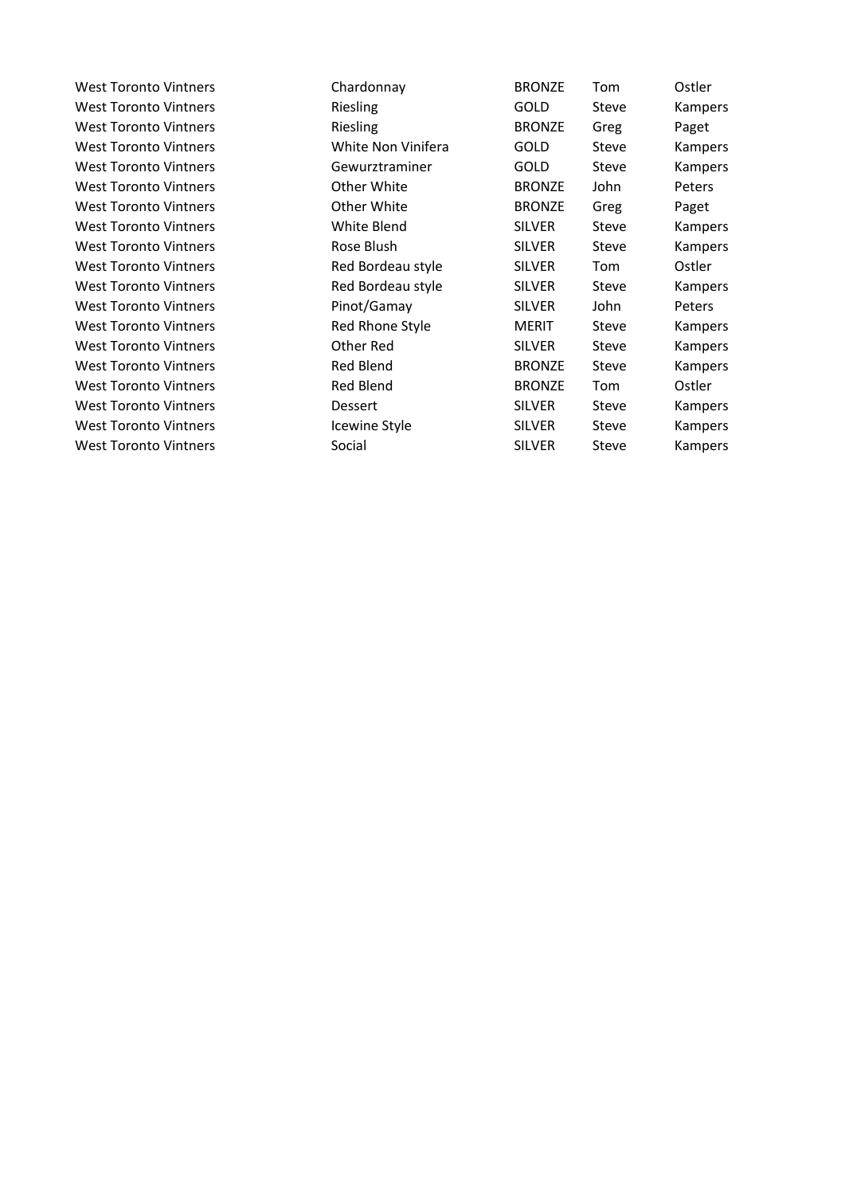| | | | | |
|---|---|---|---|---|
| West Toronto Vintners | Chardonnay | BRONZE | Tom | Ostler |
| West Toronto Vintners | Riesling | GOLD | Steve | Kampers |
| West Toronto Vintners | Riesling | BRONZE | Greg | Paget |
| West Toronto Vintners | White Non Vinifera | GOLD | Steve | Kampers |
| West Toronto Vintners | Gewurztraminer | GOLD | Steve | Kampers |
| West Toronto Vintners | Other White | BRONZE | John | Peters |
| West Toronto Vintners | Other White | BRONZE | Greg | Paget |
| West Toronto Vintners | White Blend | SILVER | Steve | Kampers |
| West Toronto Vintners | Rose Blush | SILVER | Steve | Kampers |
| West Toronto Vintners | Red Bordeau style | SILVER | Tom | Ostler |
| West Toronto Vintners | Red Bordeau style | SILVER | Steve | Kampers |
| West Toronto Vintners | Pinot/Gamay | SILVER | John | Peters |
| West Toronto Vintners | Red Rhone Style | MERIT | Steve | Kampers |
| West Toronto Vintners | Other Red | SILVER | Steve | Kampers |
| West Toronto Vintners | Red Blend | BRONZE | Steve | Kampers |
| West Toronto Vintners | Red Blend | BRONZE | Tom | Ostler |
| West Toronto Vintners | Dessert | SILVER | Steve | Kampers |
| West Toronto Vintners | Icewine Style | SILVER | Steve | Kampers |
| West Toronto Vintners | Social | SILVER | Steve | Kampers |